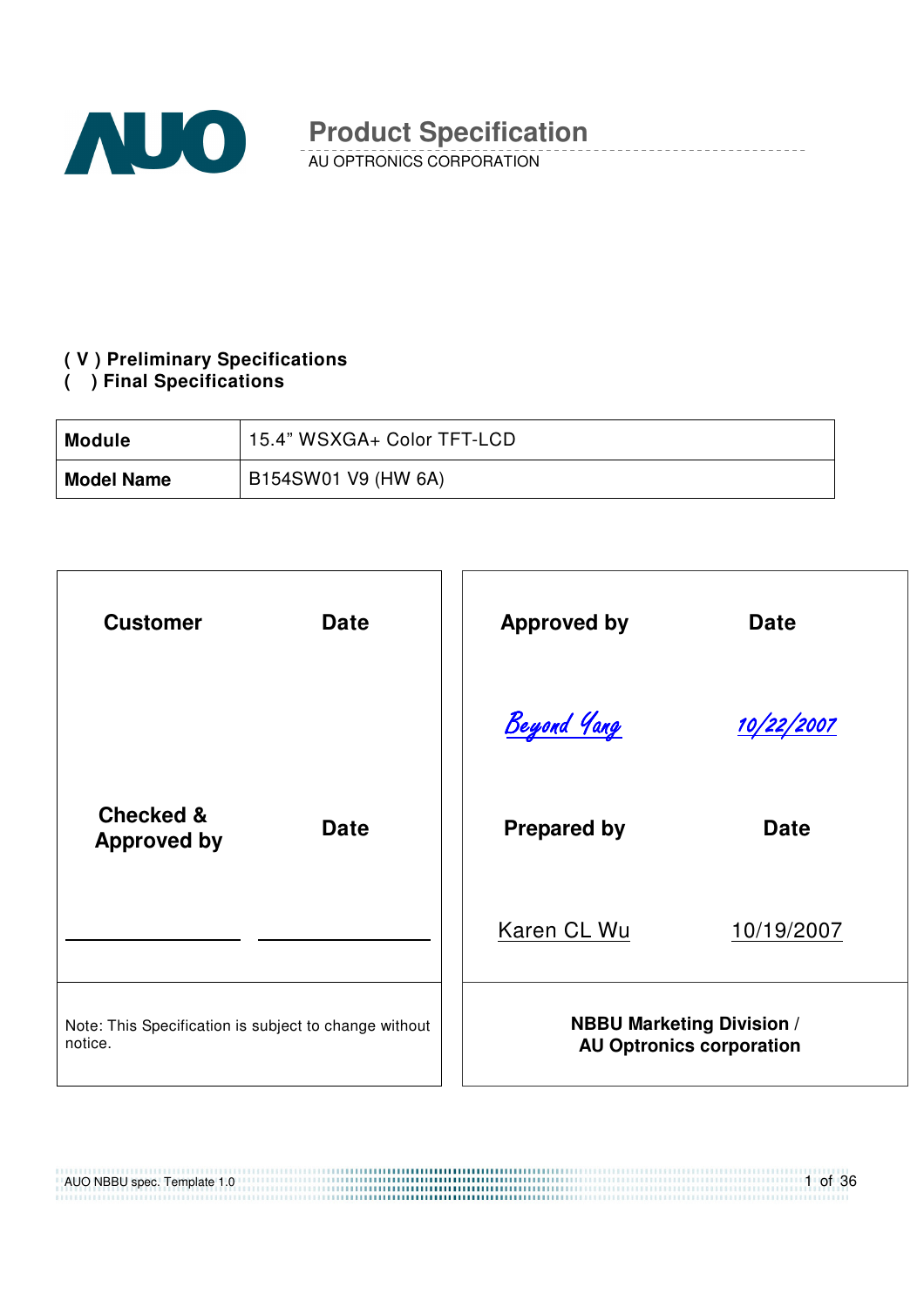# Product Specification

AU OPTRONICS CORPORATION

**( V ) Preliminary Specifications**
**(   ) Final Specifications**

| **Module** | 15.4" WSXGA+ Color TFT-LCD |
|---|---|
| **Model Name** | B154SW01 V9 (HW 6A) |

| **Customer** | **Date** | **Approved by** | **Date** |
|---|---|---|---|
| | | Beyond Yang | 10/22/2007 |
| **Checked & Approved by** | **Date** | **Prepared by** | **Date** |
| | | Karen CL Wu | 10/19/2007 |
| Note: This Specification is subject to change without notice. | | **NBBU Marketing Division / AU Optronics corporation** | |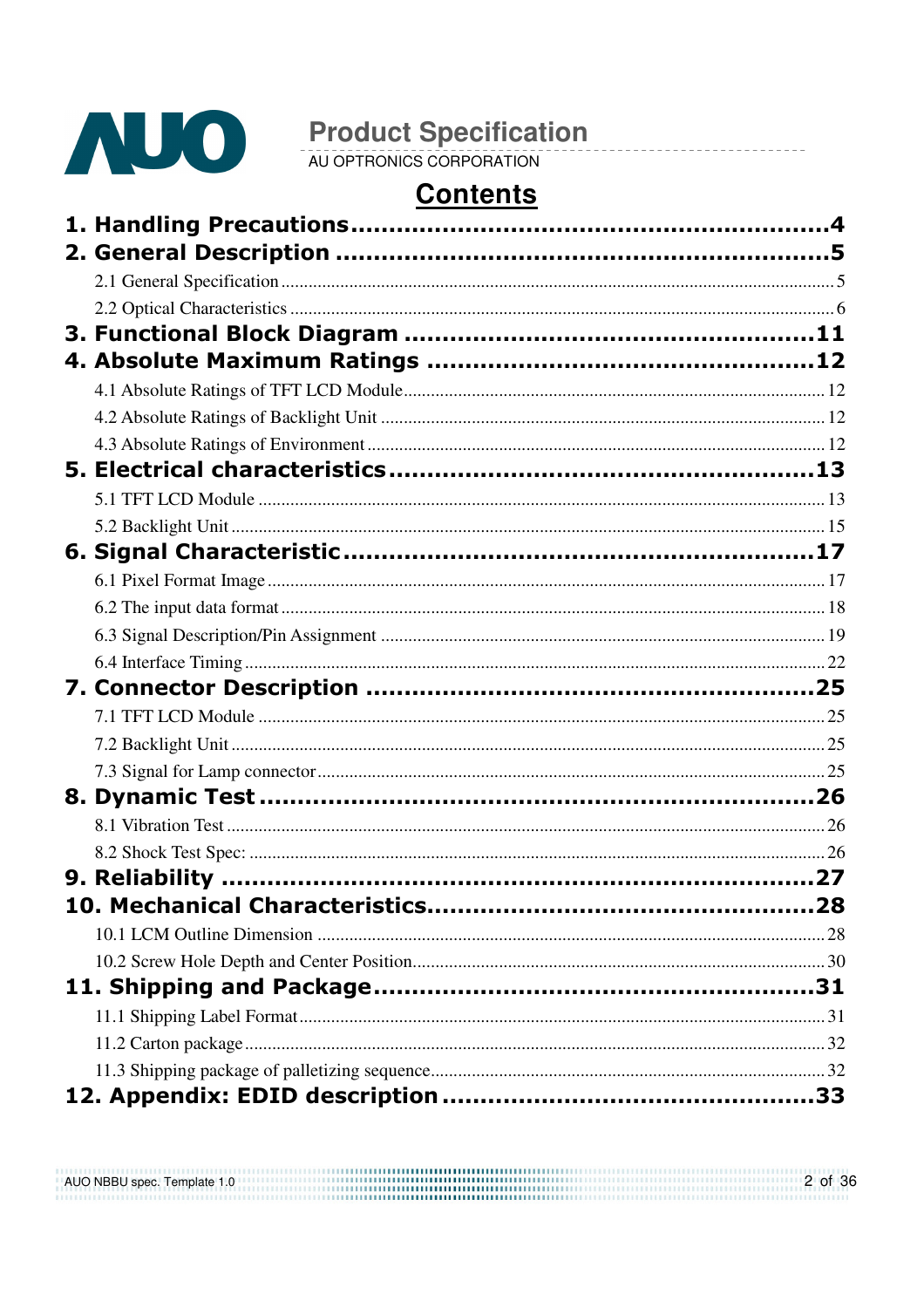# Contents

**1. Handling Precautions....................................................4**

**2. General Description ....................................................5**

2.1 General Specification ....................................................5

2.2 Optical Characteristics ....................................................6

**3. Functional Block Diagram ....................................................11**

**4. Absolute Maximum Ratings ....................................................12**

4.1 Absolute Ratings of TFT LCD Module....................................................12

4.2 Absolute Ratings of Backlight Unit ....................................................12

4.3 Absolute Ratings of Environment....................................................12

**5. Electrical characteristics....................................................13**

5.1 TFT LCD Module ....................................................13

5.2 Backlight Unit....................................................15

**6. Signal Characteristic....................................................17**

6.1 Pixel Format Image....................................................17

6.2 The input data format....................................................18

6.3 Signal Description/Pin Assignment ....................................................19

6.4 Interface Timing....................................................22

**7. Connector Description ....................................................25**

7.1 TFT LCD Module ....................................................25

7.2 Backlight Unit....................................................25

7.3 Signal for Lamp connector....................................................25

**8. Dynamic Test ....................................................26**

8.1 Vibration Test ....................................................26

8.2 Shock Test Spec: ....................................................26

**9. Reliability ....................................................27**

**10. Mechanical Characteristics....................................................28**

10.1 LCM Outline Dimension ....................................................28

10.2 Screw Hole Depth and Center Position....................................................30

**11. Shipping and Package....................................................31**

11.1 Shipping Label Format....................................................31

11.2 Carton package....................................................32

11.3 Shipping package of palletizing sequence....................................................32

**12. Appendix: EDID description....................................................33**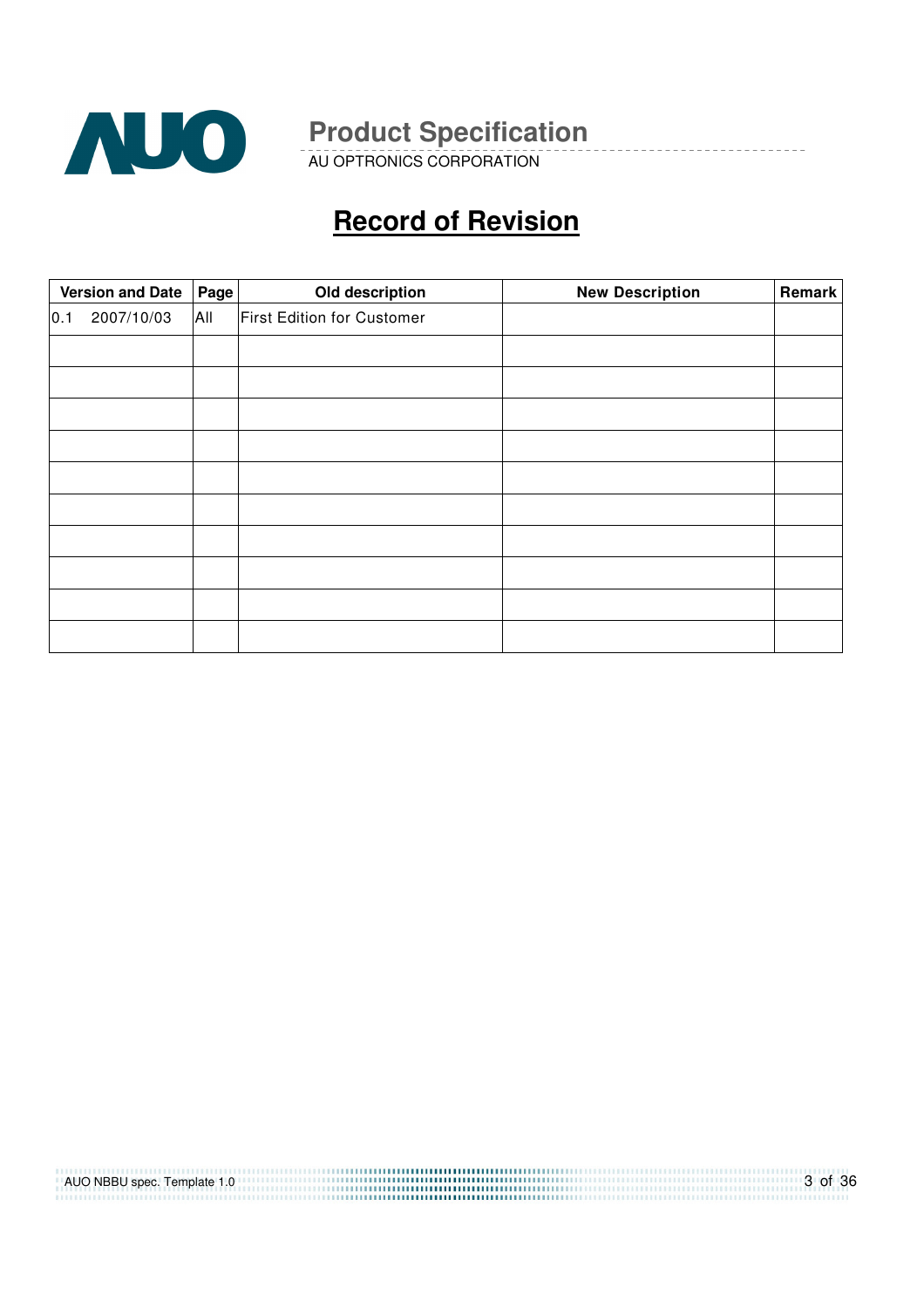# Record of Revision

| Version and Date | Page | Old description | New Description | Remark |
|---|---|---|---|---|
| 0.1 2007/10/03 | All | First Edition for Customer | | |
| | | | | |
| | | | | |
| | | | | |
| | | | | |
| | | | | |
| | | | | |
| | | | | |
| | | | | |
| | | | | |
| | | | | |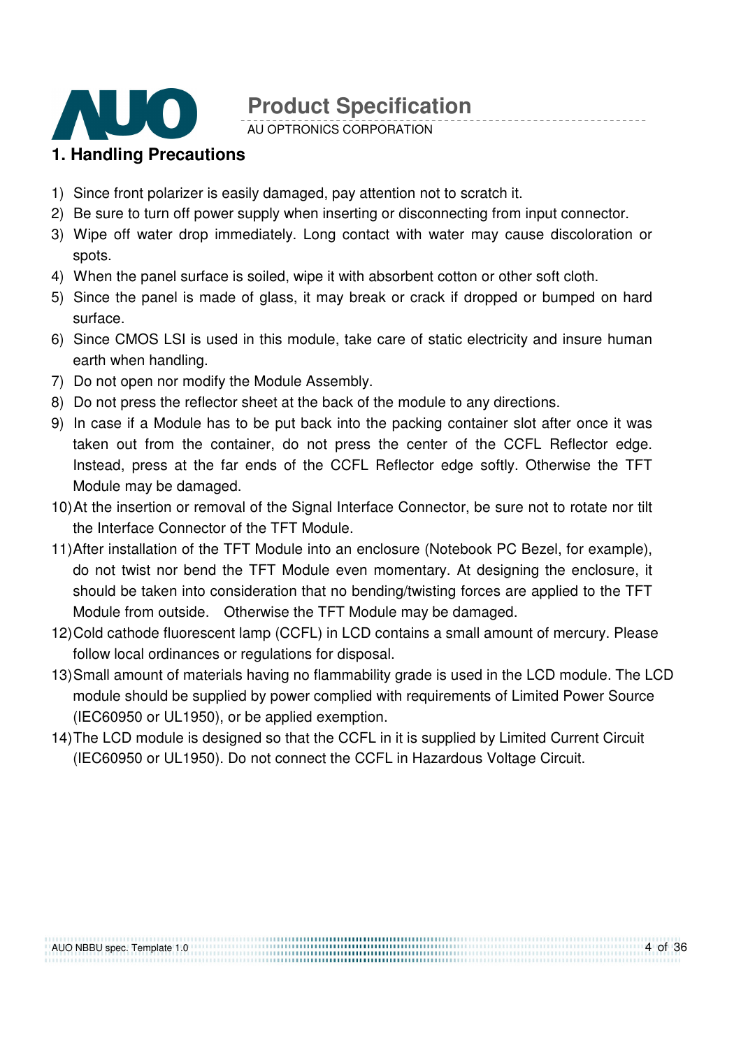# 1. Handling Precautions

1) Since front polarizer is easily damaged, pay attention not to scratch it.
2) Be sure to turn off power supply when inserting or disconnecting from input connector.
3) Wipe off water drop immediately. Long contact with water may cause discoloration or spots.
4) When the panel surface is soiled, wipe it with absorbent cotton or other soft cloth.
5) Since the panel is made of glass, it may break or crack if dropped or bumped on hard surface.
6) Since CMOS LSI is used in this module, take care of static electricity and insure human earth when handling.
7) Do not open nor modify the Module Assembly.
8) Do not press the reflector sheet at the back of the module to any directions.
9) In case if a Module has to be put back into the packing container slot after once it was taken out from the container, do not press the center of the CCFL Reflector edge. Instead, press at the far ends of the CCFL Reflector edge softly. Otherwise the TFT Module may be damaged.
10) At the insertion or removal of the Signal Interface Connector, be sure not to rotate nor tilt the Interface Connector of the TFT Module.
11) After installation of the TFT Module into an enclosure (Notebook PC Bezel, for example), do not twist nor bend the TFT Module even momentary. At designing the enclosure, it should be taken into consideration that no bending/twisting forces are applied to the TFT Module from outside. Otherwise the TFT Module may be damaged.
12) Cold cathode fluorescent lamp (CCFL) in LCD contains a small amount of mercury. Please follow local ordinances or regulations for disposal.
13) Small amount of materials having no flammability grade is used in the LCD module. The LCD module should be supplied by power complied with requirements of Limited Power Source (IEC60950 or UL1950), or be applied exemption.
14) The LCD module is designed so that the CCFL in it is supplied by Limited Current Circuit (IEC60950 or UL1950). Do not connect the CCFL in Hazardous Voltage Circuit.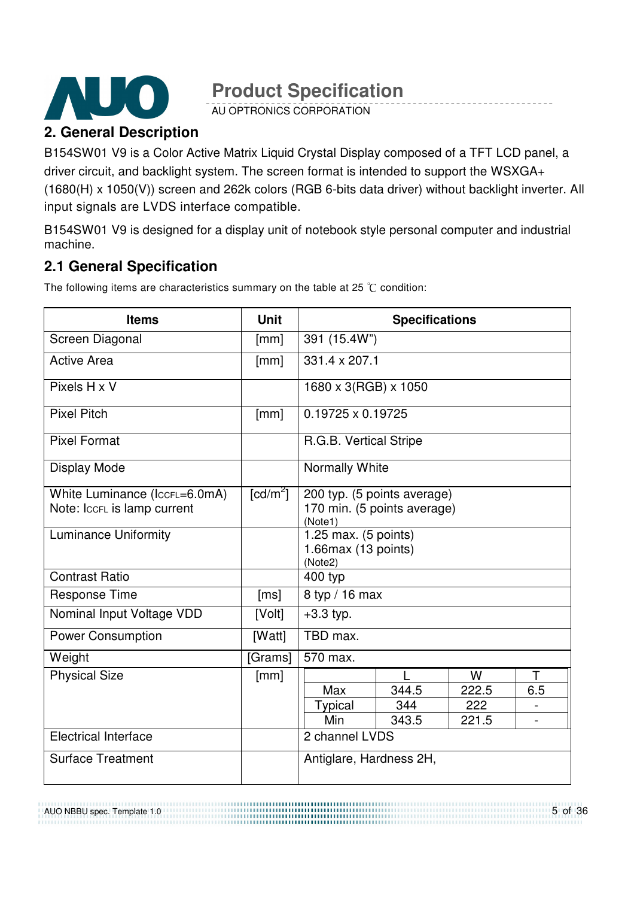## 2. General Description

B154SW01 V9 is a Color Active Matrix Liquid Crystal Display composed of a TFT LCD panel, a driver circuit, and backlight system. The screen format is intended to support the WSXGA+ (1680(H) x 1050(V)) screen and 262k colors (RGB 6-bits data driver) without backlight inverter. All input signals are LVDS interface compatible.

B154SW01 V9 is designed for a display unit of notebook style personal computer and industrial machine.

### 2.1 General Specification

The following items are characteristics summary on the table at 25 ℃ condition:

| Items | Unit | Specifications | | | |
|---|---|---|---|---|---|
| Screen Diagonal | [mm] | 391 (15.4W") | | | |
| Active Area | [mm] | 331.4 x 207.1 | | | |
| Pixels H x V | | 1680 x 3(RGB) x 1050 | | | |
| Pixel Pitch | [mm] | 0.19725 x 0.19725 | | | |
| Pixel Format | | R.G.B. Vertical Stripe | | | |
| Display Mode | | Normally White | | | |
| White Luminance ($I_{CCFL}$=6.0mA)<br>Note: $I_{CCFL}$ is lamp current | [cd/m$^2$] | 200 typ. (5 points average)<br>170 min. (5 points average)<br>(Note1) | | | |
| Luminance Uniformity | | 1.25 max. (5 points)<br>1.66max (13 points)<br>(Note2) | | | |
| Contrast Ratio | | 400 typ | | | |
| Response Time | [ms] | 8 typ / 16 max | | | |
| Nominal Input Voltage VDD | [Volt] | +3.3 typ. | | | |
| Power Consumption | [Watt] | TBD max. | | | |
| Weight | [Grams] | 570 max. | | | |
| Physical Size | [mm] | | L | W | T |
| | | Max | 344.5 | 222.5 | 6.5 |
| | | Typical | 344 | 222 | - |
| | | Min | 343.5 | 221.5 | - |
| Electrical Interface | | 2 channel LVDS | | | |
| Surface Treatment | | Antiglare, Hardness 2H, | | | |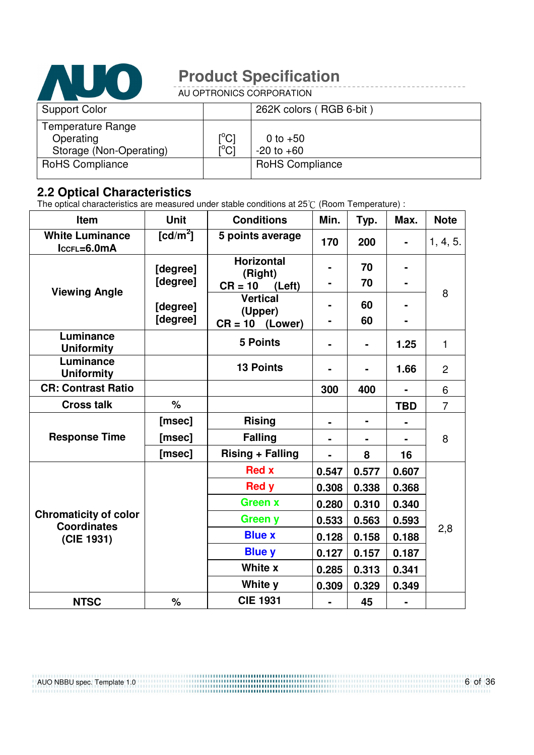| Support Color | | 262K colors ( RGB 6-bit ) |
|---|---|---|
| Temperature Range<br>Operating<br>Storage (Non-Operating) | [$^{o}$C]<br>[$^{o}$C] | 0 to +50<br>-20 to +60 |
| RoHS Compliance | | RoHS Compliance |

## 2.2 Optical Characteristics

The optical characteristics are measured under stable conditions at 25℃ (Room Temperature) :

| Item | Unit | Conditions | Min. | Typ. | Max. | Note |
|---|---|---|---|---|---|---|
| **White Luminance** $I_{CCFL}$=6.0mA | [cd/m$^2$] | 5 points average | 170 | 200 | - | 1, 4, 5. |
| Viewing Angle | [degree] | Horizontal (Right) CR = 10 | - | 70 | - | 8 |
| | [degree] | (Left) | - | 70 | - | |
| | [degree] | Vertical (Upper) CR = 10 | - | 60 | - | |
| | [degree] | (Lower) | - | 60 | - | |
| Luminance Uniformity | | 5 Points | - | - | 1.25 | 1 |
| Luminance Uniformity | | 13 Points | - | - | 1.66 | 2 |
| CR: Contrast Ratio | | | 300 | 400 | - | 6 |
| Cross talk | % | | | | TBD | 7 |
| Response Time | [msec] | Rising | - | - | - | 8 |
| | [msec] | Falling | - | - | - | |
| | [msec] | Rising + Falling | - | 8 | 16 | |
| Chromaticity of color Coordinates (CIE 1931) | | Red x | 0.547 | 0.577 | 0.607 | 2,8 |
| | | Red y | 0.308 | 0.338 | 0.368 | |
| | | Green x | 0.280 | 0.310 | 0.340 | |
| | | Green y | 0.533 | 0.563 | 0.593 | |
| | | Blue x | 0.128 | 0.158 | 0.188 | |
| | | Blue y | 0.127 | 0.157 | 0.187 | |
| | | White x | 0.285 | 0.313 | 0.341 | |
| | | White y | 0.309 | 0.329 | 0.349 | |
| NTSC | % | CIE 1931 | - | 45 | - | |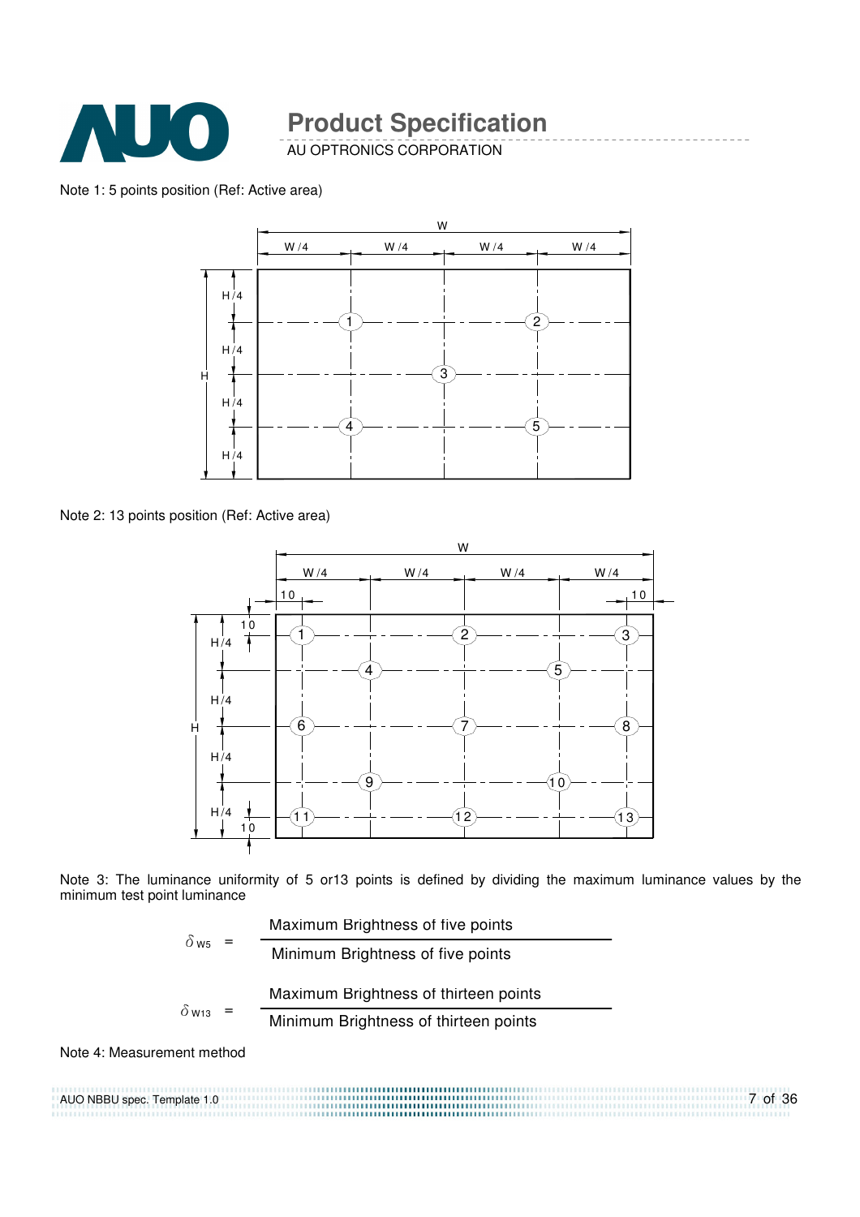Note 1: 5 points position (Ref: Active area)

Note 2: 13 points position (Ref: Active area)

Note 3: The luminance uniformity of 5 or13 points is defined by dividing the maximum luminance values by the minimum test point luminance

$$\delta_{W5} = \frac{\text{Maximum Brightness of five points}}{\text{Minimum Brightness of five points}}$$

$$\delta_{W13} = \frac{\text{Maximum Brightness of thirteen points}}{\text{Minimum Brightness of thirteen points}}$$

Note 4: Measurement method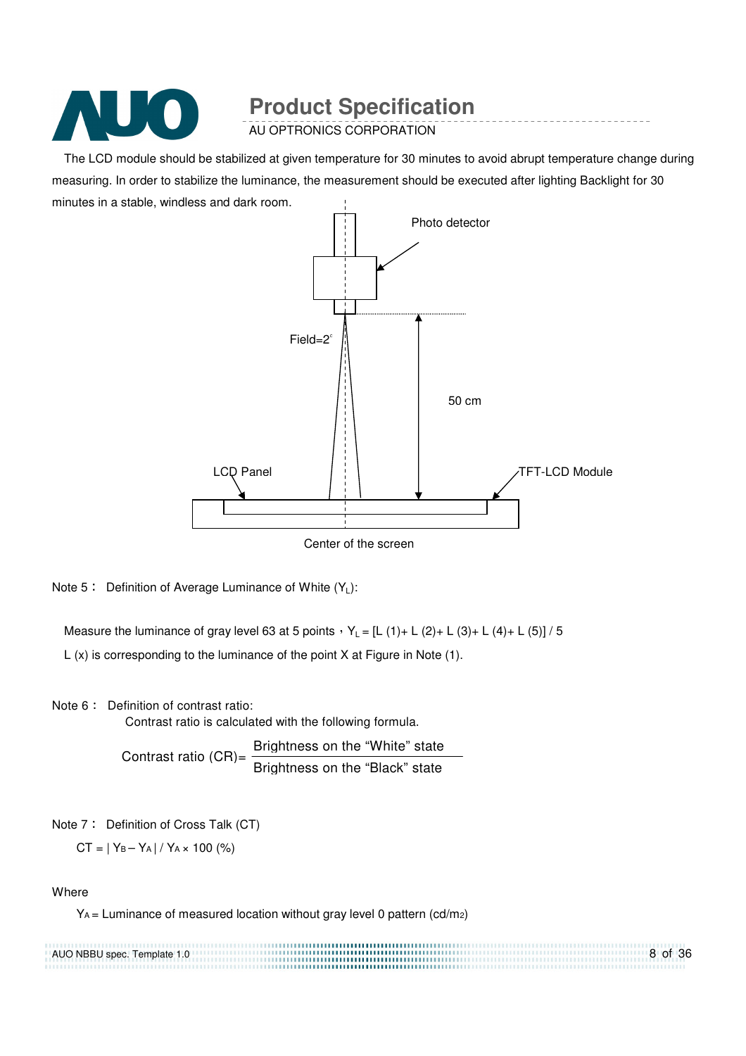The LCD module should be stabilized at given temperature for 30 minutes to avoid abrupt temperature change during measuring. In order to stabilize the luminance, the measurement should be executed after lighting Backlight for 30 minutes in a stable, windless and dark room.

Photo detector

Field=2°

50 cm

LCD Panel

TFT-LCD Module

Center of the screen

Note 5： Definition of Average Luminance of White ($Y_L$):

Measure the luminance of gray level 63 at 5 points，$Y_L$ = [L (1)+ L (2)+ L (3)+ L (4)+ L (5)] / 5

L (x) is corresponding to the luminance of the point X at Figure in Note (1).

Note 6： Definition of contrast ratio:

Contrast ratio is calculated with the following formula.

$$\text{Contrast ratio (CR)} = \frac{\text{Brightness on the “White” state}}{\text{Brightness on the “Black” state}}$$

Note 7： Definition of Cross Talk (CT)

$$CT = | Y_B - Y_A | / Y_A \times 100\ (\%)$$

Where

$Y_A$ = Luminance of measured location without gray level 0 pattern (cd/m2)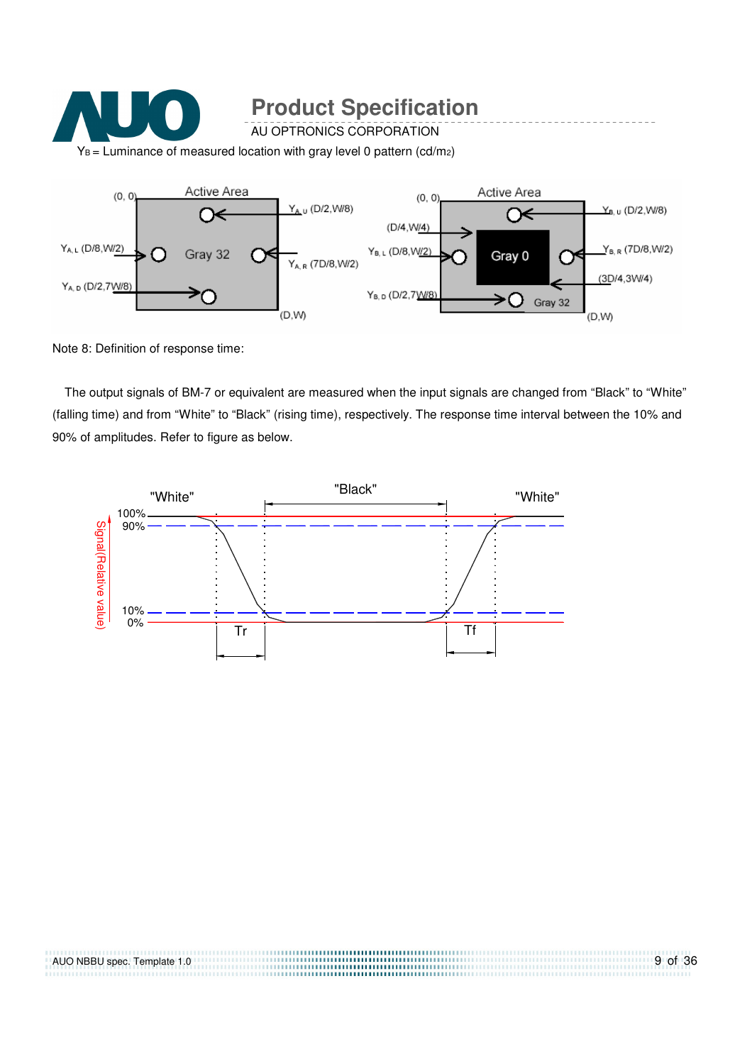$Y_B$ = Luminance of measured location with gray level 0 pattern (cd/m2)

Note 8: Definition of response time:

The output signals of BM-7 or equivalent are measured when the input signals are changed from “Black” to “White” (falling time) and from “White” to “Black” (rising time), respectively. The response time interval between the 10% and 90% of amplitudes. Refer to figure as below.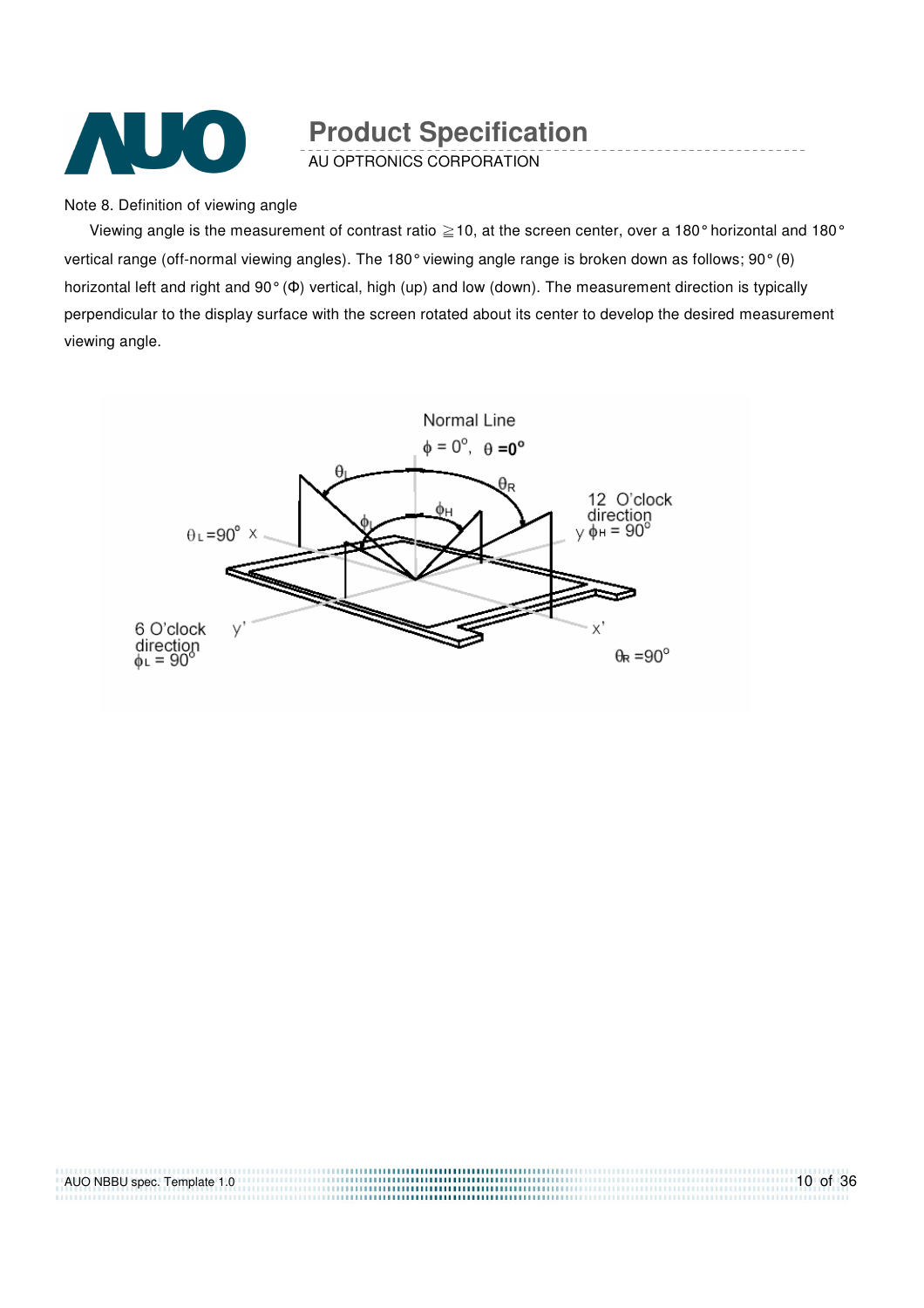Note 8. Definition of viewing angle

Viewing angle is the measurement of contrast ratio ≧10, at the screen center, over a 180° horizontal and 180° vertical range (off-normal viewing angles). The 180° viewing angle range is broken down as follows; 90° (θ) horizontal left and right and 90° (Φ) vertical, high (up) and low (down). The measurement direction is typically perpendicular to the display surface with the screen rotated about its center to develop the desired measurement viewing angle.

Normal Line

$\phi = 0^{\circ}$, $\theta = 0^{\circ}$

$\theta_L$ $\theta_R$ $\phi_L$ $\phi_H$

$\theta_L = 90^{\circ}$ x

12 O'clock direction y $\phi_H = 90^{\circ}$

6 O'clock direction $\phi_L = 90^{\circ}$ y'

x'

$\theta_R = 90^{\circ}$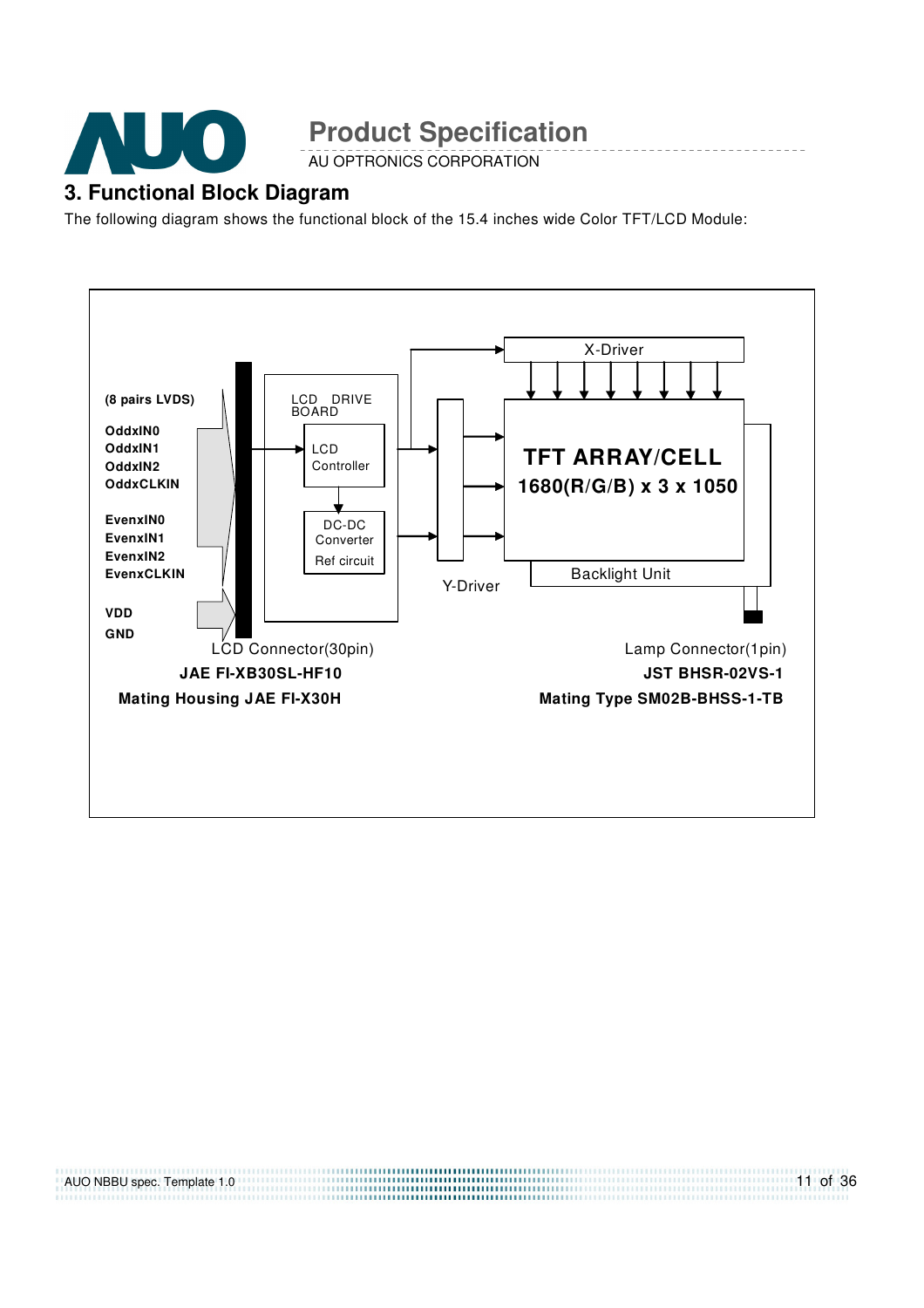## 3. Functional Block Diagram

The following diagram shows the functional block of the 15.4 inches wide Color TFT/LCD Module:

(8 pairs LVDS)

OddxIN0
OddxIN1
OddxIN2
OddxCLKIN

EvenxIN0
EvenxIN1
EvenxIN2
EvenxCLKIN

VDD
GND

LCD DRIVE BOARD

LCD Controller

DC-DC Converter
Ref circuit

X-Driver

Y-Driver

**TFT ARRAY/CELL**
**1680(R/G/B) x 3 x 1050**

Backlight Unit

LCD Connector(30pin)
**JAE FI-XB30SL-HF10**
**Mating Housing JAE FI-X30H**

Lamp Connector(1pin)
**JST BHSR-02VS-1**
**Mating Type SM02B-BHSS-1-TB**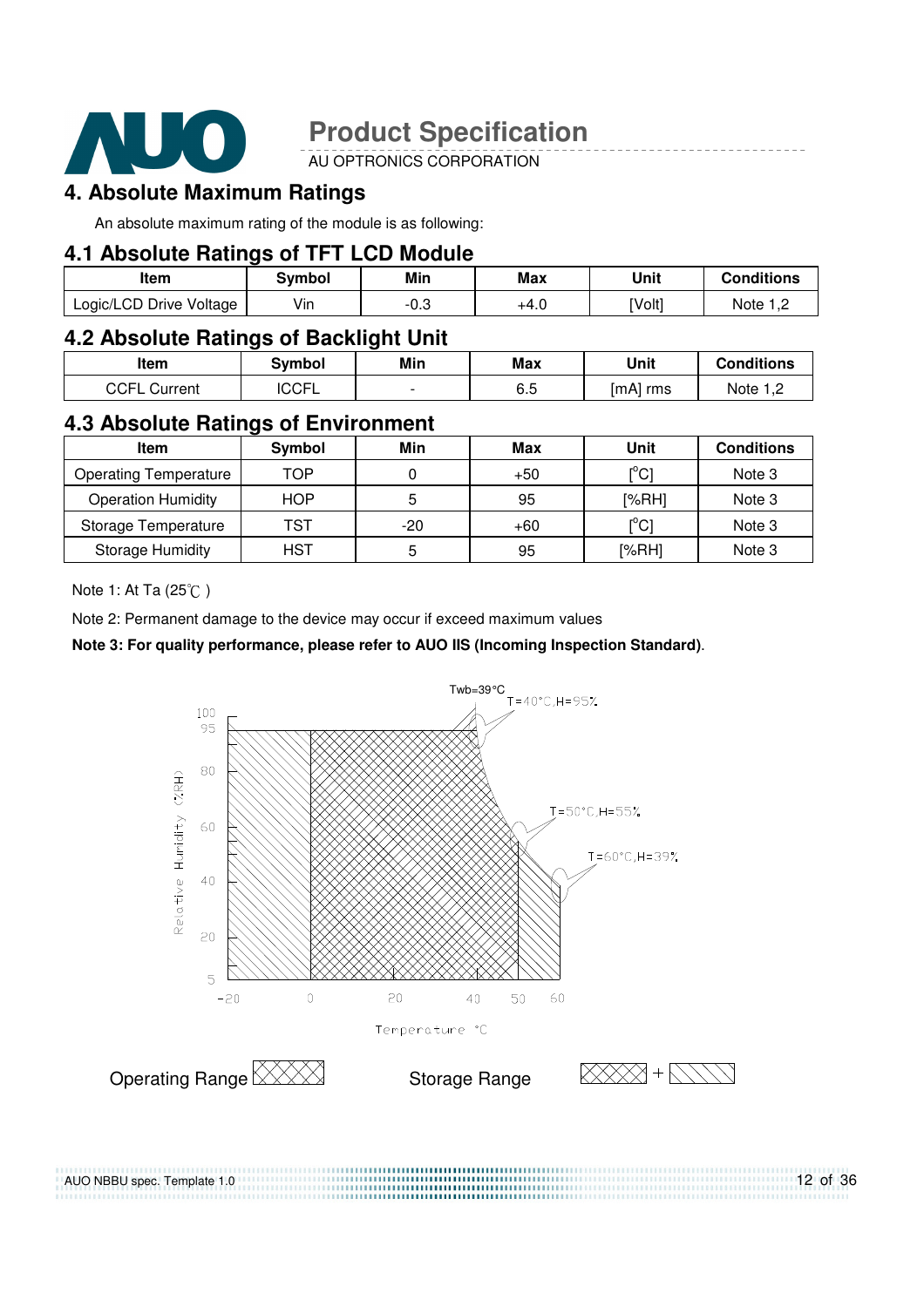## 4. Absolute Maximum Ratings

An absolute maximum rating of the module is as following:

### 4.1 Absolute Ratings of TFT LCD Module

| Item | Symbol | Min | Max | Unit | Conditions |
|---|---|---|---|---|---|
| Logic/LCD Drive Voltage | Vin | -0.3 | +4.0 | [Volt] | Note 1,2 |

### 4.2 Absolute Ratings of Backlight Unit

| Item | Symbol | Min | Max | Unit | Conditions |
|---|---|---|---|---|---|
| CCFL Current | ICCFL | - | 6.5 | [mA] rms | Note 1,2 |

### 4.3 Absolute Ratings of Environment

| Item | Symbol | Min | Max | Unit | Conditions |
|---|---|---|---|---|---|
| Operating Temperature | TOP | 0 | +50 | [$^{o}$C] | Note 3 |
| Operation Humidity | HOP | 5 | 95 | [%RH] | Note 3 |
| Storage Temperature | TST | -20 | +60 | [$^{o}$C] | Note 3 |
| Storage Humidity | HST | 5 | 95 | [%RH] | Note 3 |

Note 1: At Ta (25℃ )

Note 2: Permanent damage to the device may occur if exceed maximum values

**Note 3: For quality performance, please refer to AUO IIS (Incoming Inspection Standard)**.

Twb=39°C

T=40°C,H=95%

T=50°C,H=55%

T=60°C,H=39%

Relative Humidity (%RH)

Temperature °C

Operating Range

Storage Range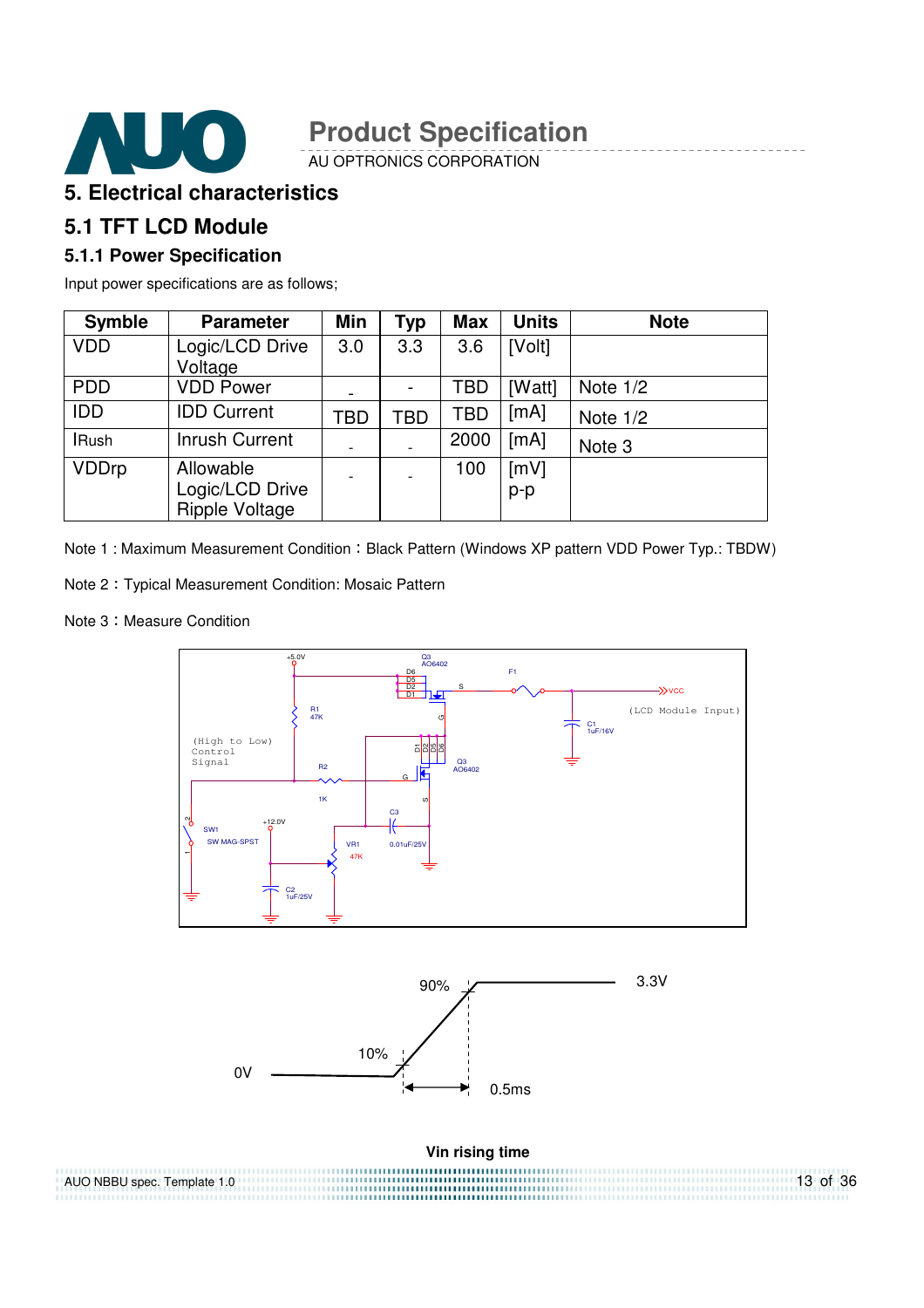# 5. Electrical characteristics

## 5.1 TFT LCD Module

### 5.1.1 Power Specification

Input power specifications are as follows;

| Symble | Parameter | Min | Typ | Max | Units | Note |
|---|---|---|---|---|---|---|
| VDD | Logic/LCD Drive Voltage | 3.0 | 3.3 | 3.6 | [Volt] | |
| PDD | VDD Power | - | - | TBD | [Watt] | Note 1/2 |
| IDD | IDD Current | TBD | TBD | TBD | [mA] | Note 1/2 |
| IRush | Inrush Current | - | - | 2000 | [mA] | Note 3 |
| VDDrp | Allowable Logic/LCD Drive Ripple Voltage | - | - | 100 | [mV] p-p | |

Note 1 : Maximum Measurement Condition：Black Pattern (Windows XP pattern VDD Power Typ.: TBDW)

Note 2：Typical Measurement Condition: Mosaic Pattern

Note 3：Measure Condition

Vin rising time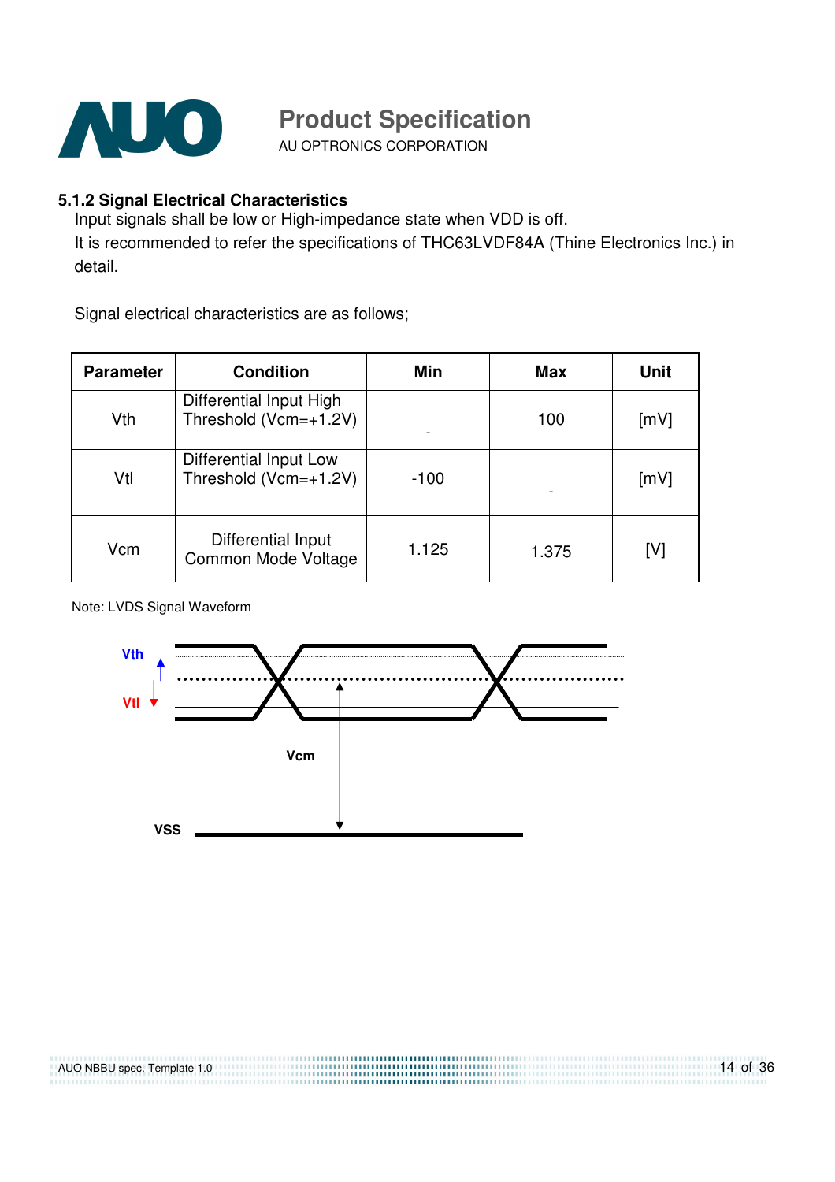### 5.1.2 Signal Electrical Characteristics

Input signals shall be low or High-impedance state when VDD is off.

It is recommended to refer the specifications of THC63LVDF84A (Thine Electronics Inc.) in detail.

Signal electrical characteristics are as follows;

| Parameter | Condition | Min | Max | Unit |
|---|---|---|---|---|
| Vth | Differential Input High Threshold (Vcm=+1.2V) | - | 100 | [mV] |
| Vtl | Differential Input Low Threshold (Vcm=+1.2V) | -100 | - | [mV] |
| Vcm | Differential Input Common Mode Voltage | 1.125 | 1.375 | [V] |

Note: LVDS Signal Waveform

Vth

Vtl

Vcm

VSS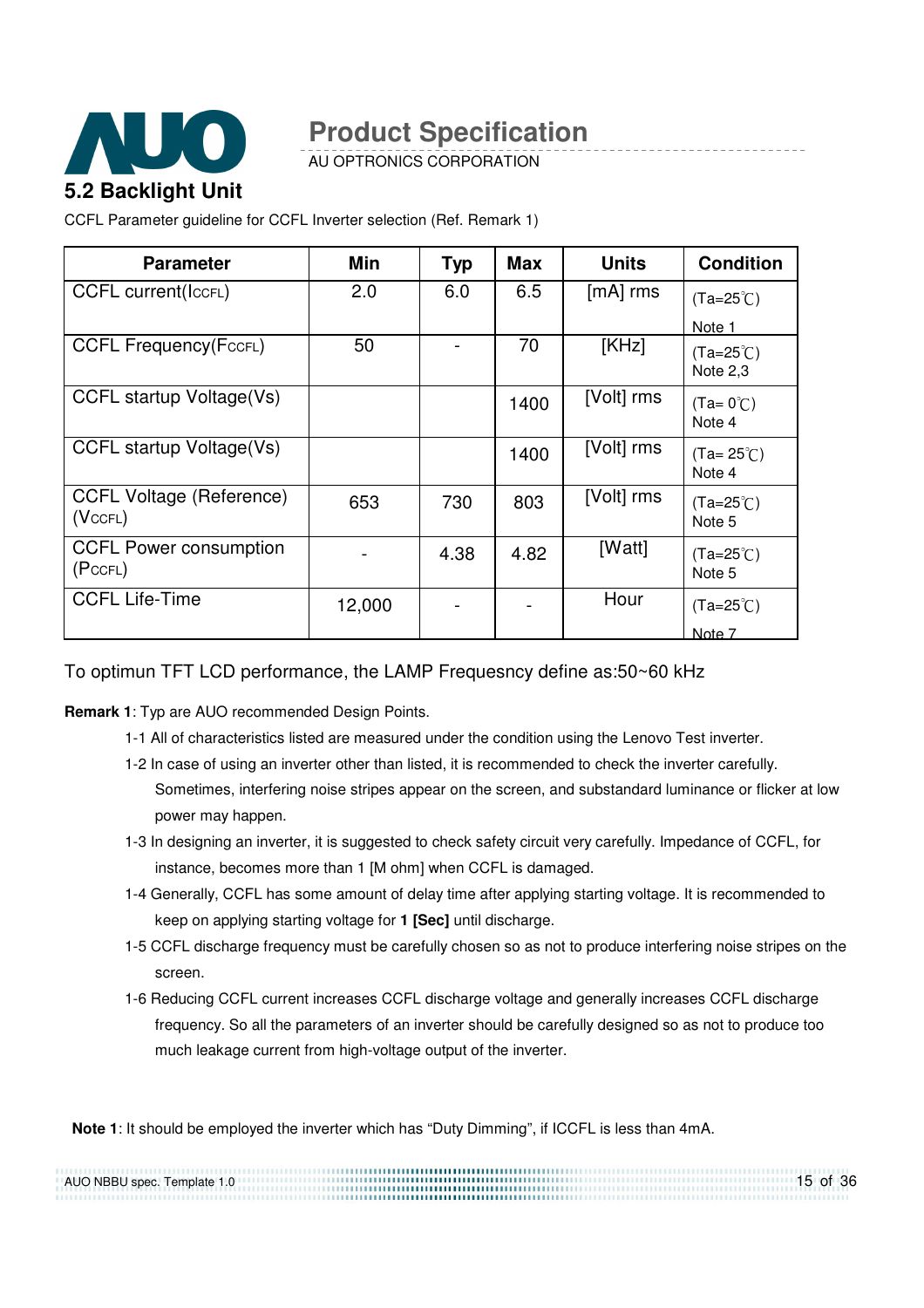## 5.2 Backlight Unit

CCFL Parameter guideline for CCFL Inverter selection (Ref. Remark 1)

| Parameter | Min | Typ | Max | Units | Condition |
|---|---|---|---|---|---|
| CCFL current($I_{CCFL}$) | 2.0 | 6.0 | 6.5 | [mA] rms | (Ta=25℃) Note 1 |
| CCFL Frequency($F_{CCFL}$) | 50 | - | 70 | [KHz] | (Ta=25℃) Note 2,3 |
| CCFL startup Voltage(Vs) | | | 1400 | [Volt] rms | (Ta= 0℃) Note 4 |
| CCFL startup Voltage(Vs) | | | 1400 | [Volt] rms | (Ta= 25℃) Note 4 |
| CCFL Voltage (Reference) ($V_{CCFL}$) | 653 | 730 | 803 | [Volt] rms | (Ta=25℃) Note 5 |
| CCFL Power consumption ($P_{CCFL}$) | - | 4.38 | 4.82 | [Watt] | (Ta=25℃) Note 5 |
| CCFL Life-Time | 12,000 | - | - | Hour | (Ta=25℃) Note 7 |

To optimun TFT LCD performance, the LAMP Frequesncy define as:50~60 kHz

**Remark 1**: Typ are AUO recommended Design Points.

1-1 All of characteristics listed are measured under the condition using the Lenovo Test inverter.

1-2 In case of using an inverter other than listed, it is recommended to check the inverter carefully. Sometimes, interfering noise stripes appear on the screen, and substandard luminance or flicker at low power may happen.

1-3 In designing an inverter, it is suggested to check safety circuit very carefully. Impedance of CCFL, for instance, becomes more than 1 [M ohm] when CCFL is damaged.

1-4 Generally, CCFL has some amount of delay time after applying starting voltage. It is recommended to keep on applying starting voltage for **1 [Sec]** until discharge.

1-5 CCFL discharge frequency must be carefully chosen so as not to produce interfering noise stripes on the screen.

1-6 Reducing CCFL current increases CCFL discharge voltage and generally increases CCFL discharge frequency. So all the parameters of an inverter should be carefully designed so as not to produce too much leakage current from high-voltage output of the inverter.

**Note 1**: It should be employed the inverter which has “Duty Dimming”, if ICCFL is less than 4mA.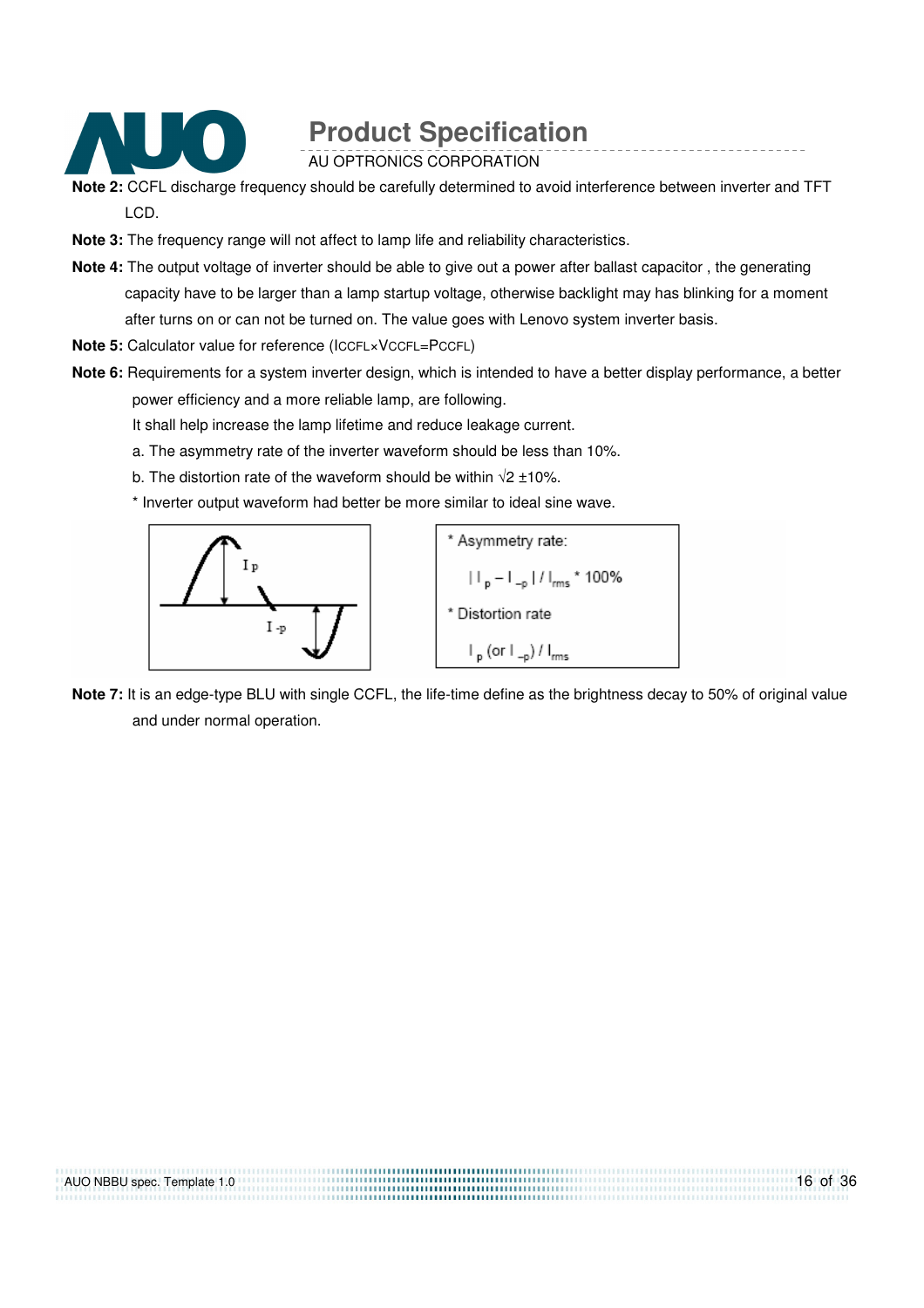**Note 2:** CCFL discharge frequency should be carefully determined to avoid interference between inverter and TFT LCD.

**Note 3:** The frequency range will not affect to lamp life and reliability characteristics.

**Note 4:** The output voltage of inverter should be able to give out a power after ballast capacitor , the generating capacity have to be larger than a lamp startup voltage, otherwise backlight may has blinking for a moment after turns on or can not be turned on. The value goes with Lenovo system inverter basis.

**Note 5:** Calculator value for reference ($I_{CCFL} \times V_{CCFL} = P_{CCFL}$)

**Note 6:** Requirements for a system inverter design, which is intended to have a better display performance, a better power efficiency and a more reliable lamp, are following.

It shall help increase the lamp lifetime and reduce leakage current.

a. The asymmetry rate of the inverter waveform should be less than 10%.

b. The distortion rate of the waveform should be within √2 ±10%.

* Inverter output waveform had better be more similar to ideal sine wave.

$I_p$

$I_{-p}$

* Asymmetry rate:

$$| I_p - I_{-p} | / I_{rms} * 100\%$$

* Distortion rate

$$I_p \text{ (or } I_{-p}) / I_{rms}$$

**Note 7:** It is an edge-type BLU with single CCFL, the life-time define as the brightness decay to 50% of original value and under normal operation.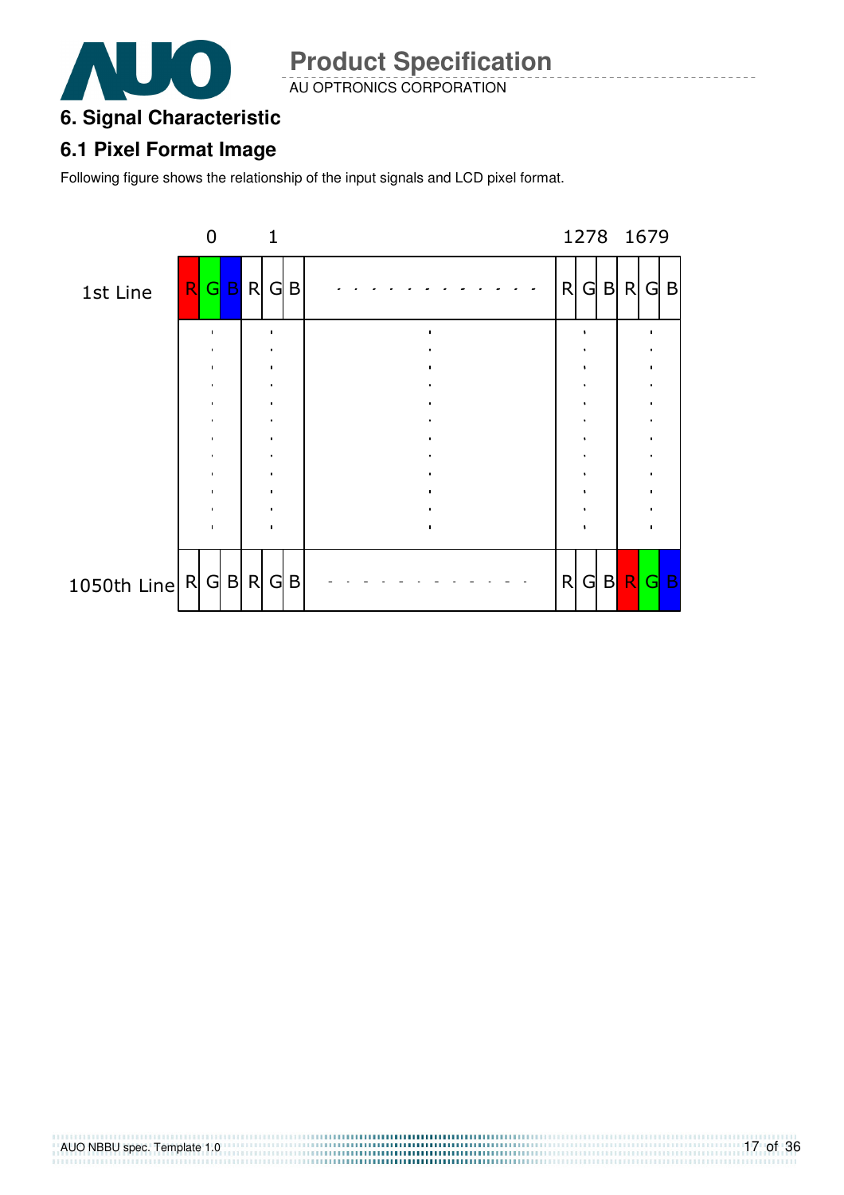# 6. Signal Characteristic

## 6.1 Pixel Format Image

Following figure shows the relationship of the input signals and LCD pixel format.

|  | 0 | | | 1 | | | | 1278 | | | 1679 | | |
|---|---|---|---|---|---|---|---|---|---|---|---|---|---|
| 1st Line | R | G | B | R | G | B | - - - - - - - - - - - - | R | G | B | R | G | B |
|  | : | | | : | | | : | : | | | : | | |
| 1050th Line | R | G | B | R | G | B | - - - - - - - - - - - - | R | G | B | R | G | B |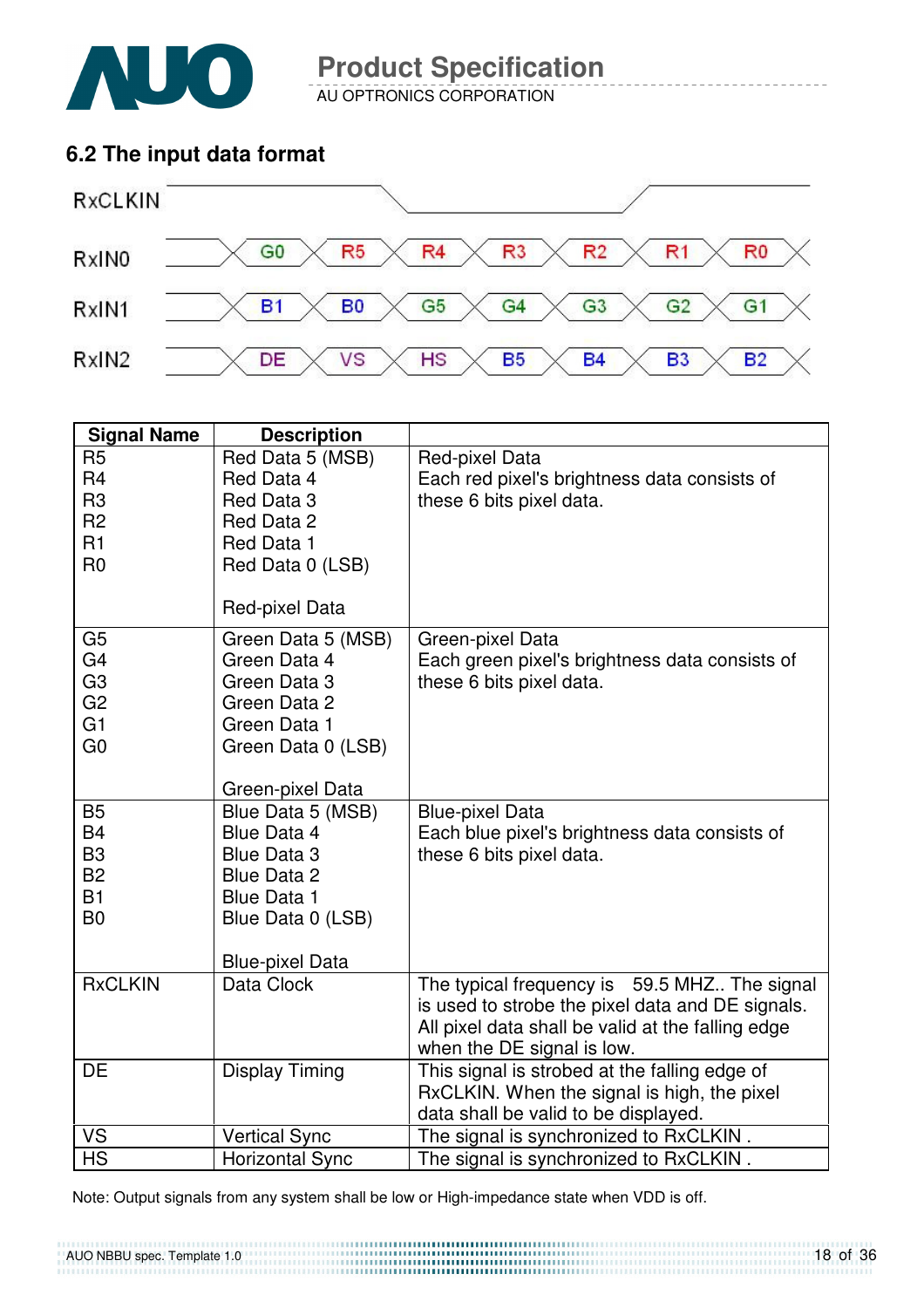## 6.2 The input data format

RxCLKIN

| RxIN0 | G0 | R5 | R4 | R3 | R2 | R1 | R0 |
|---|---|---|---|---|---|---|---|
| RxIN1 | B1 | B0 | G5 | G4 | G3 | G2 | G1 |
| RxIN2 | DE | VS | HS | B5 | B4 | B3 | B2 |

| Signal Name | Description | |
|---|---|---|
| R5<br>R4<br>R3<br>R2<br>R1<br>R0 | Red Data 5 (MSB)<br>Red Data 4<br>Red Data 3<br>Red Data 2<br>Red Data 1<br>Red Data 0 (LSB)<br><br>Red-pixel Data | Red-pixel Data<br>Each red pixel's brightness data consists of these 6 bits pixel data. |
| G5<br>G4<br>G3<br>G2<br>G1<br>G0 | Green Data 5 (MSB)<br>Green Data 4<br>Green Data 3<br>Green Data 2<br>Green Data 1<br>Green Data 0 (LSB)<br><br>Green-pixel Data | Green-pixel Data<br>Each green pixel's brightness data consists of these 6 bits pixel data. |
| B5<br>B4<br>B3<br>B2<br>B1<br>B0 | Blue Data 5 (MSB)<br>Blue Data 4<br>Blue Data 3<br>Blue Data 2<br>Blue Data 1<br>Blue Data 0 (LSB)<br><br>Blue-pixel Data | Blue-pixel Data<br>Each blue pixel's brightness data consists of these 6 bits pixel data. |
| RxCLKIN | Data Clock | The typical frequency is 59.5 MHZ.. The signal is used to strobe the pixel data and DE signals. All pixel data shall be valid at the falling edge when the DE signal is low. |
| DE | Display Timing | This signal is strobed at the falling edge of RxCLKIN. When the signal is high, the pixel data shall be valid to be displayed. |
| VS | Vertical Sync | The signal is synchronized to RxCLKIN . |
| HS | Horizontal Sync | The signal is synchronized to RxCLKIN . |

Note: Output signals from any system shall be low or High-impedance state when VDD is off.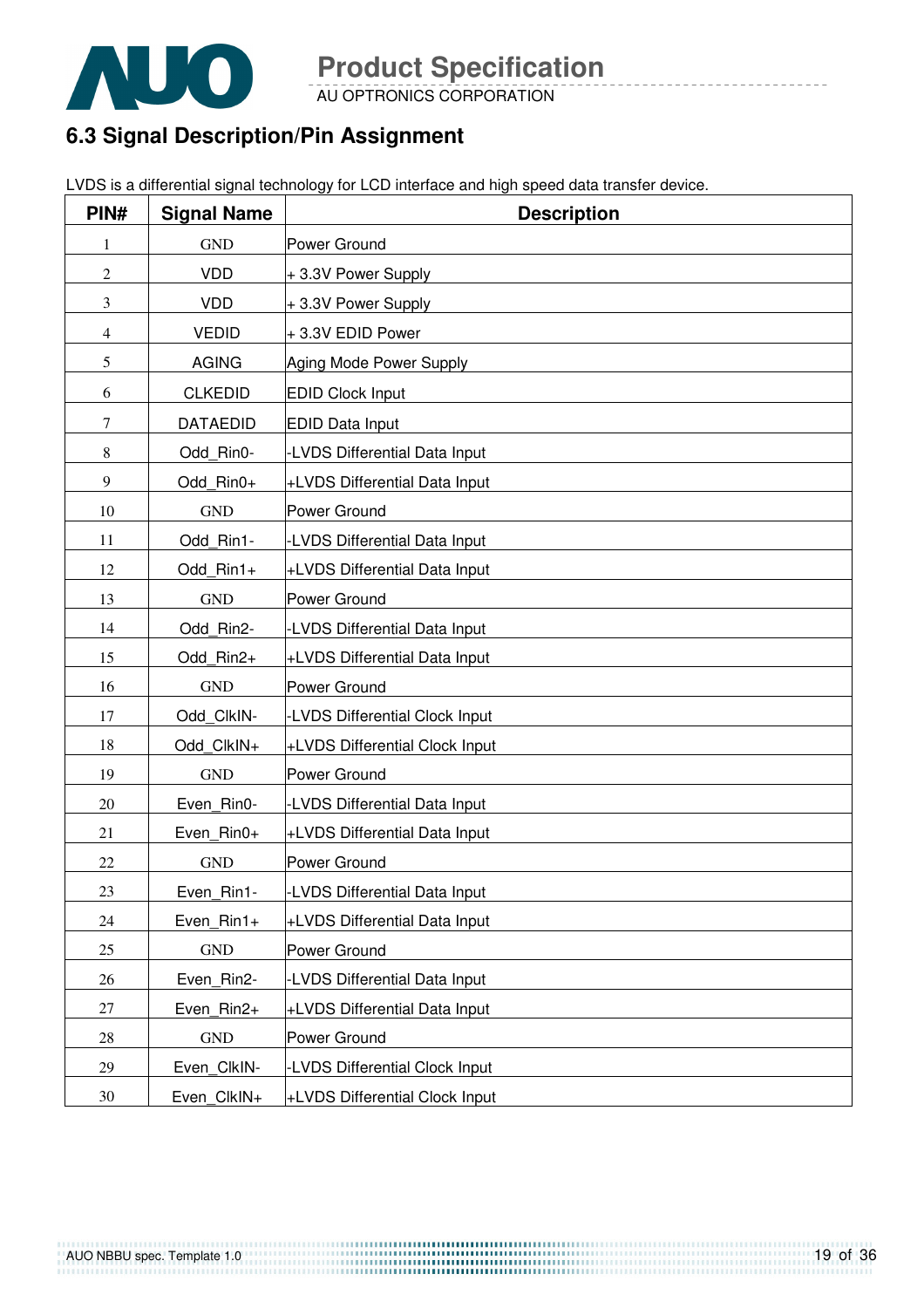## 6.3 Signal Description/Pin Assignment

LVDS is a differential signal technology for LCD interface and high speed data transfer device.

| PIN# | Signal Name | Description |
|---|---|---|
| 1 | GND | Power Ground |
| 2 | VDD | + 3.3V Power Supply |
| 3 | VDD | + 3.3V Power Supply |
| 4 | VEDID | + 3.3V EDID Power |
| 5 | AGING | Aging Mode Power Supply |
| 6 | CLKEDID | EDID Clock Input |
| 7 | DATAEDID | EDID Data Input |
| 8 | Odd_Rin0- | -LVDS Differential Data Input |
| 9 | Odd_Rin0+ | +LVDS Differential Data Input |
| 10 | GND | Power Ground |
| 11 | Odd_Rin1- | -LVDS Differential Data Input |
| 12 | Odd_Rin1+ | +LVDS Differential Data Input |
| 13 | GND | Power Ground |
| 14 | Odd_Rin2- | -LVDS Differential Data Input |
| 15 | Odd_Rin2+ | +LVDS Differential Data Input |
| 16 | GND | Power Ground |
| 17 | Odd_ClkIN- | -LVDS Differential Clock Input |
| 18 | Odd_ClkIN+ | +LVDS Differential Clock Input |
| 19 | GND | Power Ground |
| 20 | Even_Rin0- | -LVDS Differential Data Input |
| 21 | Even_Rin0+ | +LVDS Differential Data Input |
| 22 | GND | Power Ground |
| 23 | Even_Rin1- | -LVDS Differential Data Input |
| 24 | Even_Rin1+ | +LVDS Differential Data Input |
| 25 | GND | Power Ground |
| 26 | Even_Rin2- | -LVDS Differential Data Input |
| 27 | Even_Rin2+ | +LVDS Differential Data Input |
| 28 | GND | Power Ground |
| 29 | Even_ClkIN- | -LVDS Differential Clock Input |
| 30 | Even_ClkIN+ | +LVDS Differential Clock Input |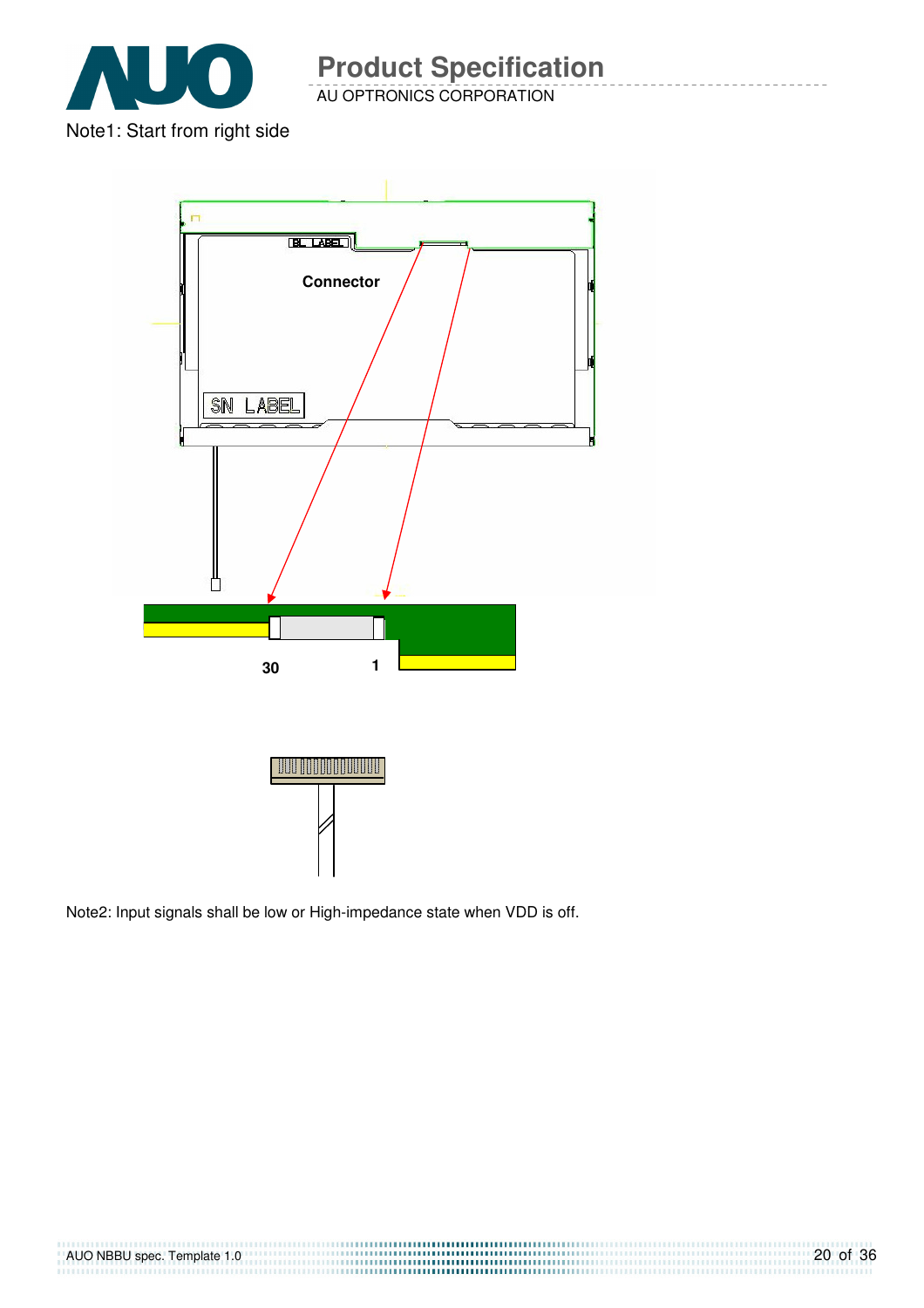Note1: Start from right side

Connector

Note2: Input signals shall be low or High-impedance state when VDD is off.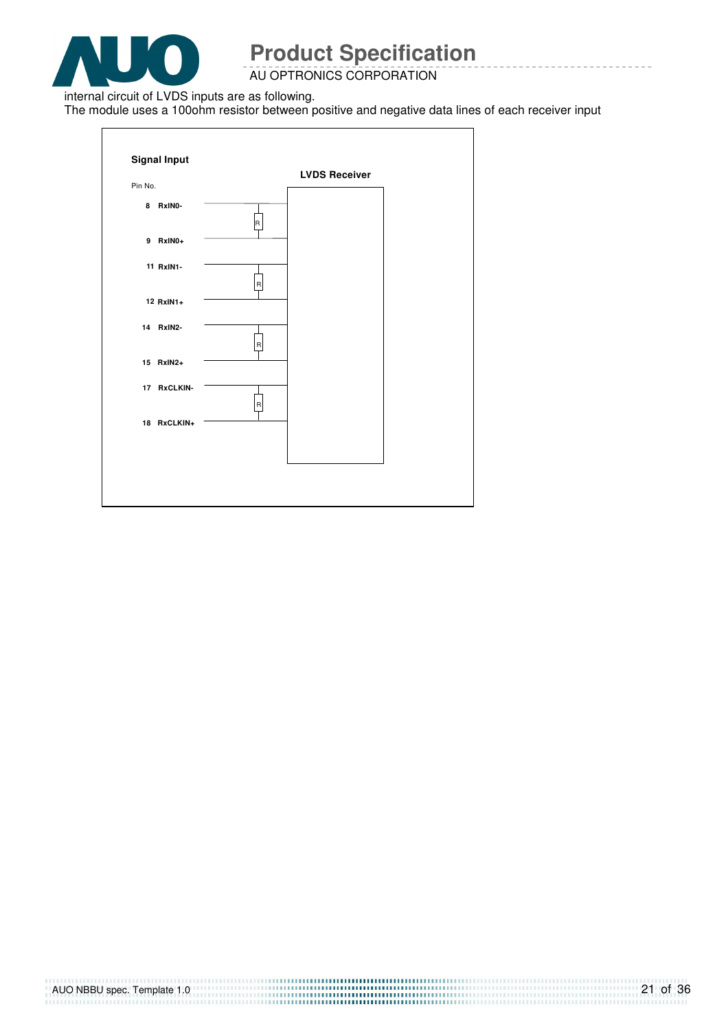internal circuit of LVDS inputs are as following.

The module uses a 100ohm resistor between positive and negative data lines of each receiver input

**Signal Input**

**LVDS Receiver**

Pin No.

| Pin No. | Signal |
|---|---|
| 8 | RxIN0- |
| 9 | RxIN0+ |
| 11 | RxIN1- |
| 12 | RxIN1+ |
| 14 | RxIN2- |
| 15 | RxIN2+ |
| 17 | RxCLKIN- |
| 18 | RxCLKIN+ |

R R R R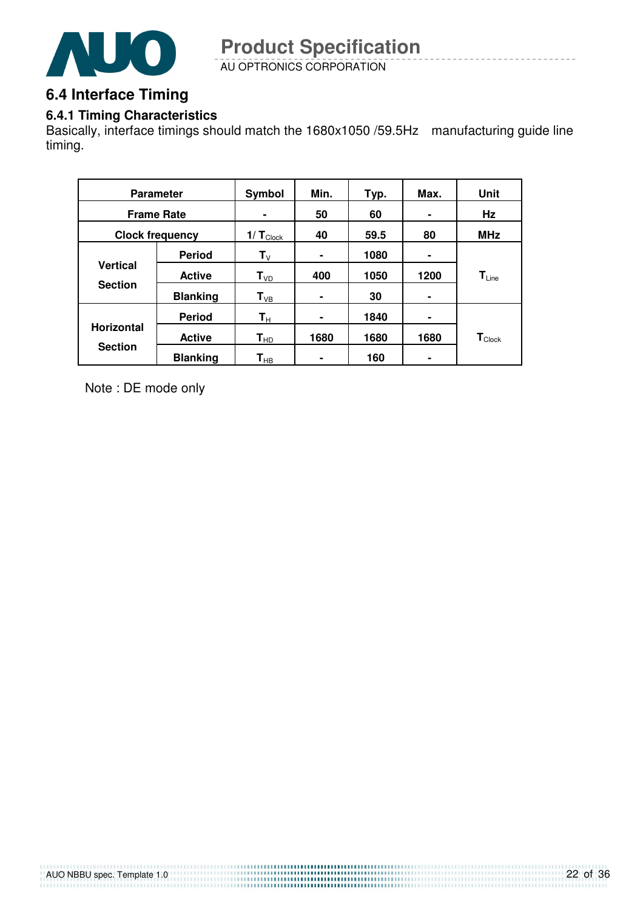## 6.4 Interface Timing

### 6.4.1 Timing Characteristics

Basically, interface timings should match the 1680x1050 /59.5Hz manufacturing guide line timing.

| Parameter | | Symbol | Min. | Typ. | Max. | Unit |
|---|---|---|---|---|---|---|
| Frame Rate | | - | 50 | 60 | - | Hz |
| Clock frequency | | $1/T_{Clock}$ | 40 | 59.5 | 80 | MHz |
| Vertical Section | Period | $T_V$ | - | 1080 | - | $T_{Line}$ |
| | Active | $T_{VD}$ | 400 | 1050 | 1200 | |
| | Blanking | $T_{VB}$ | - | 30 | - | |
| Horizontal Section | Period | $T_H$ | - | 1840 | - | $T_{Clock}$ |
| | Active | $T_{HD}$ | 1680 | 1680 | 1680 | |
| | Blanking | $T_{HB}$ | - | 160 | - | |

Note : DE mode only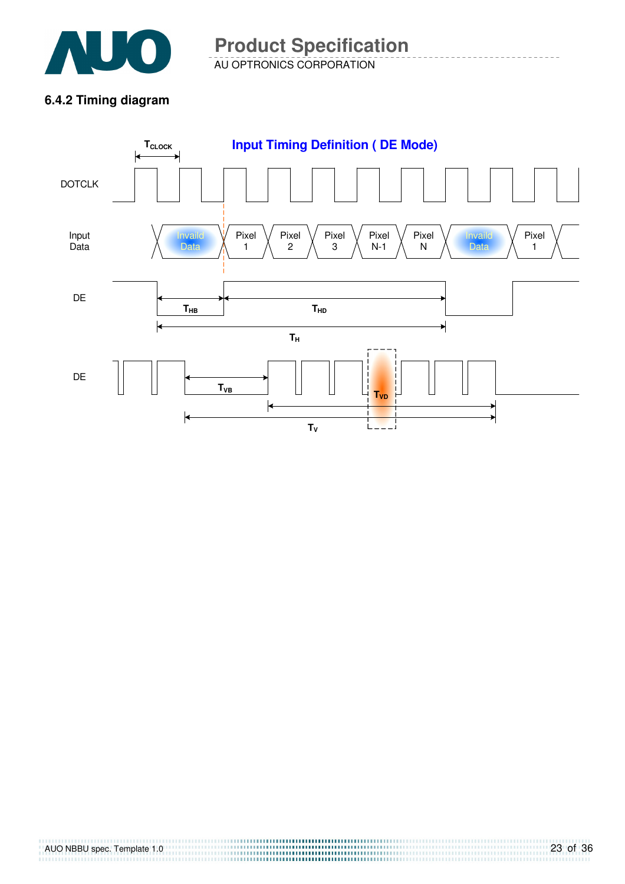### 6.4.2 Timing diagram

**Input Timing Definition ( DE Mode)**

$T_{CLOCK}$

DOTCLK

Input Data: Invaild Data | Pixel 1 | Pixel 2 | Pixel 3 | Pixel N-1 | Pixel N | Invaild Data | Pixel 1

DE: $T_{HB}$ $T_{HD}$ $T_H$

DE: $T_{VB}$ $T_{VD}$ $T_V$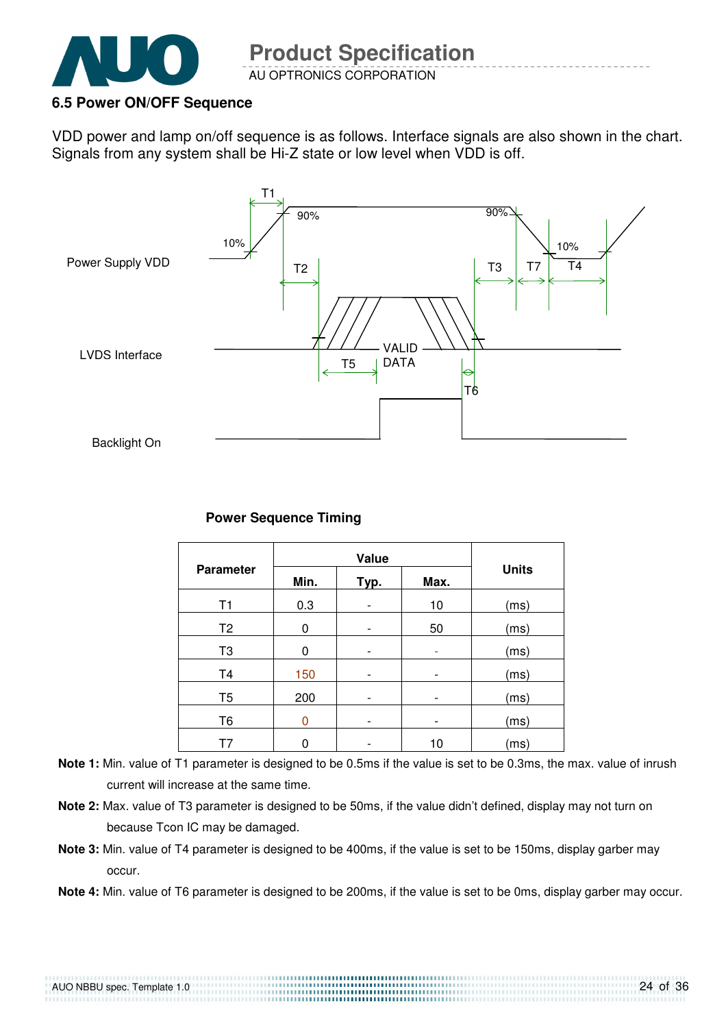### 6.5 Power ON/OFF Sequence

VDD power and lamp on/off sequence is as follows. Interface signals are also shown in the chart. Signals from any system shall be Hi-Z state or low level when VDD is off.

Power Supply VDD

LVDS Interface

Backlight On

T1 T2 T3 T4 T5 T6 T7 10% 90% 90% 10% VALID DATA

**Power Sequence Timing**

| Parameter | Value | | | Units |
|---|---|---|---|---|
| | Min. | Typ. | Max. | |
| T1 | 0.3 | - | 10 | (ms) |
| T2 | 0 | - | 50 | (ms) |
| T3 | 0 | - | - | (ms) |
| T4 | 150 | - | - | (ms) |
| T5 | 200 | - | - | (ms) |
| T6 | 0 | - | - | (ms) |
| T7 | 0 | - | 10 | (ms) |

**Note 1:** Min. value of T1 parameter is designed to be 0.5ms if the value is set to be 0.3ms, the max. value of inrush current will increase at the same time.

**Note 2:** Max. value of T3 parameter is designed to be 50ms, if the value didn't defined, display may not turn on because Tcon IC may be damaged.

**Note 3:** Min. value of T4 parameter is designed to be 400ms, if the value is set to be 150ms, display garber may occur.

**Note 4:** Min. value of T6 parameter is designed to be 200ms, if the value is set to be 0ms, display garber may occur.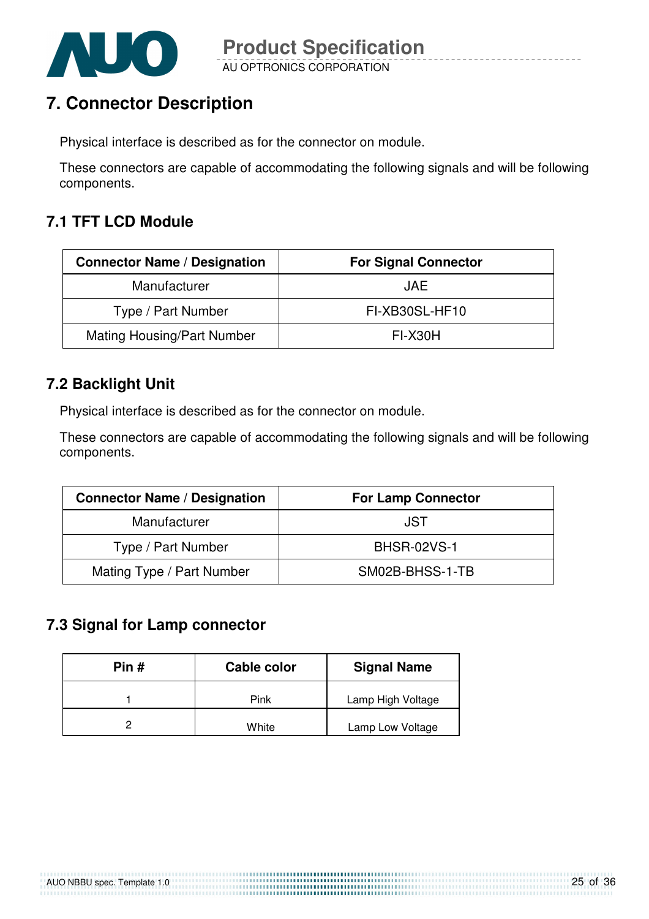## 7. Connector Description

Physical interface is described as for the connector on module.

These connectors are capable of accommodating the following signals and will be following components.

### 7.1 TFT LCD Module

| Connector Name / Designation | For Signal Connector |
|---|---|
| Manufacturer | JAE |
| Type / Part Number | FI-XB30SL-HF10 |
| Mating Housing/Part Number | FI-X30H |

### 7.2 Backlight Unit

Physical interface is described as for the connector on module.

These connectors are capable of accommodating the following signals and will be following components.

| Connector Name / Designation | For Lamp Connector |
|---|---|
| Manufacturer | JST |
| Type / Part Number | BHSR-02VS-1 |
| Mating Type / Part Number | SM02B-BHSS-1-TB |

### 7.3 Signal for Lamp connector

| Pin # | Cable color | Signal Name |
|---|---|---|
| 1 | Pink | Lamp High Voltage |
| 2 | White | Lamp Low Voltage |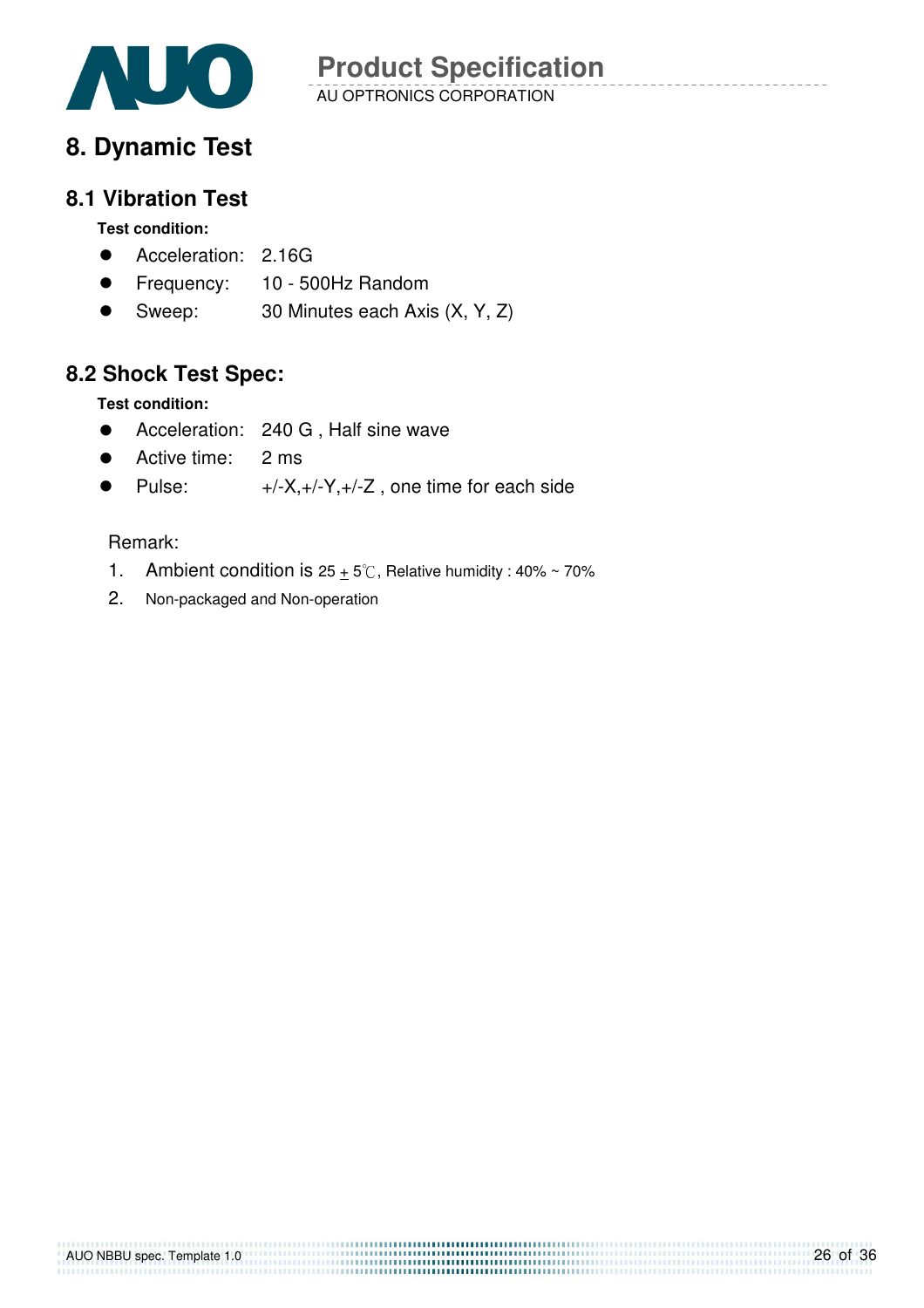# 8. Dynamic Test

## 8.1 Vibration Test

**Test condition:**

- Acceleration: 2.16G
- Frequency: 10 - 500Hz Random
- Sweep: 30 Minutes each Axis (X, Y, Z)

## 8.2 Shock Test Spec:

**Test condition:**

- Acceleration: 240 G , Half sine wave
- Active time: 2 ms
- Pulse: +/-X,+/-Y,+/-Z , one time for each side

Remark:

1. Ambient condition is 25 ± 5℃, Relative humidity : 40% ~ 70%
2. Non-packaged and Non-operation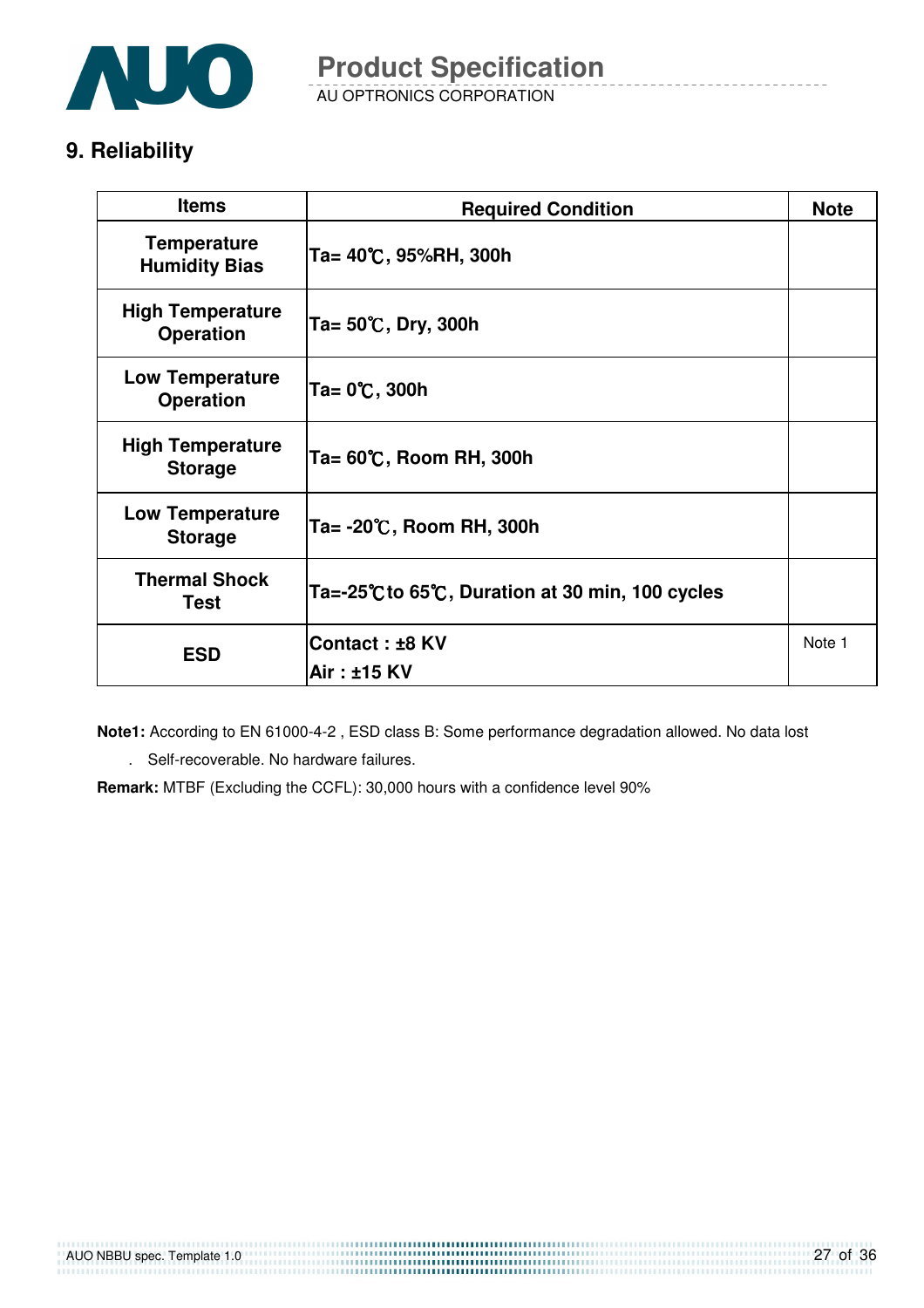## 9. Reliability

| Items | Required Condition | Note |
|---|---|---|
| Temperature Humidity Bias | Ta= 40℃, 95%RH, 300h | |
| High Temperature Operation | Ta= 50℃, Dry, 300h | |
| Low Temperature Operation | Ta= 0℃, 300h | |
| High Temperature Storage | Ta= 60℃, Room RH, 300h | |
| Low Temperature Storage | Ta= -20℃, Room RH, 300h | |
| Thermal Shock Test | Ta=-25℃to 65℃, Duration at 30 min, 100 cycles | |
| ESD | Contact : ±8 KV<br>Air : ±15 KV | Note 1 |

**Note1:** According to EN 61000-4-2 , ESD class B: Some performance degradation allowed. No data lost

. Self-recoverable. No hardware failures.

**Remark:** MTBF (Excluding the CCFL): 30,000 hours with a confidence level 90%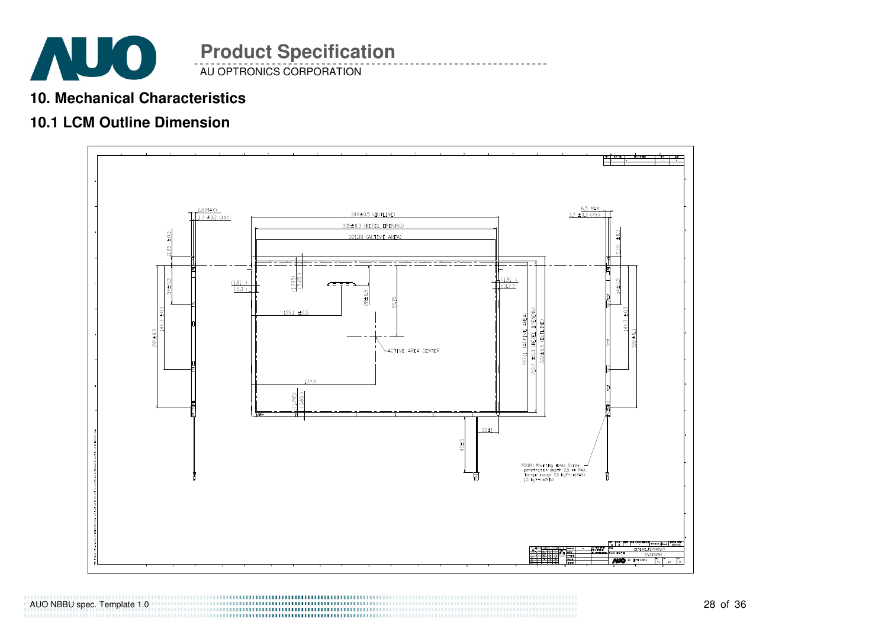# 10. Mechanical Characteristics

## 10.1 LCM Outline Dimension

6.5(MAX)
3.7 ±0.3 (4X)
344±0.5 (OUTLINE)
339±0.3 (BEZEL OPENING)
331.38 (ACTIVE AREA)
6.5 MAX
3.7 ±0.3 (4X)
11.85 ±0.3
(1.8)
(5.3)
(1.755)
(5.65)
(1.8)
(3.7)
34±0.3
54±0.3
144.3 ±0.3
198±0.3
125.1 ±0.5
20±0.5
99.5
207.01 (ACTIVE AREA)
210.7 ±0.3 (BEZEL OPENING)
222±0.5 (OUTLINE)
ACTIVE AREA CENTER
172.8
30±1
45±5

M2(8X) Mounting Holes Screw
penetration depth 2.5 mm MAX,
Torque range 2.0 kgF-cm(MAX)
1.5 kgF-cm(STD)

OUTLINE DRAWING
AU Optronics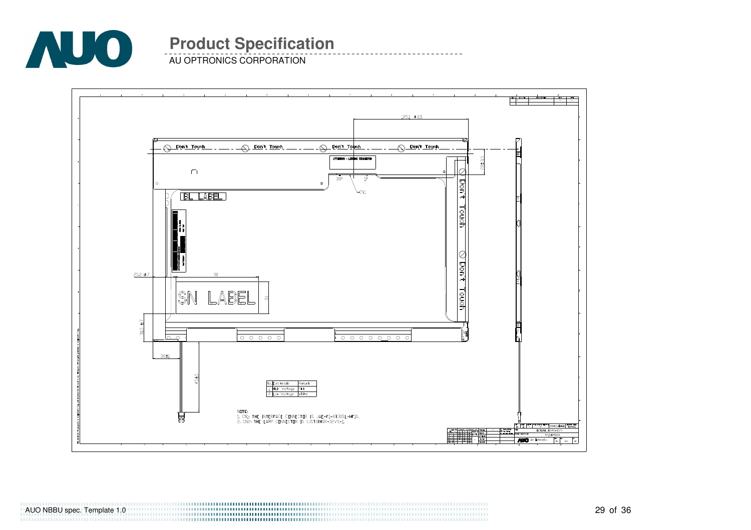# Product Specification

AU OPTRONICS CORPORATION

Don't Touch

ATTENTION - LOCKING CONNECTOR

30P 1P

CN1

BL LABEL

SN LABEL

| No. | Electrode | Remark |
| --- | --- | --- |
| 1 | High Voltage | Pink |
| 2 | Low Voltage | White |

NOTE:

1. CN1: THE INTERFACE CONNECTOR IS JAE-FI-X30SSL-HF10.
2. CN2: THE LAMP CONNECTOR IS (JST)BHSR-02VS-1.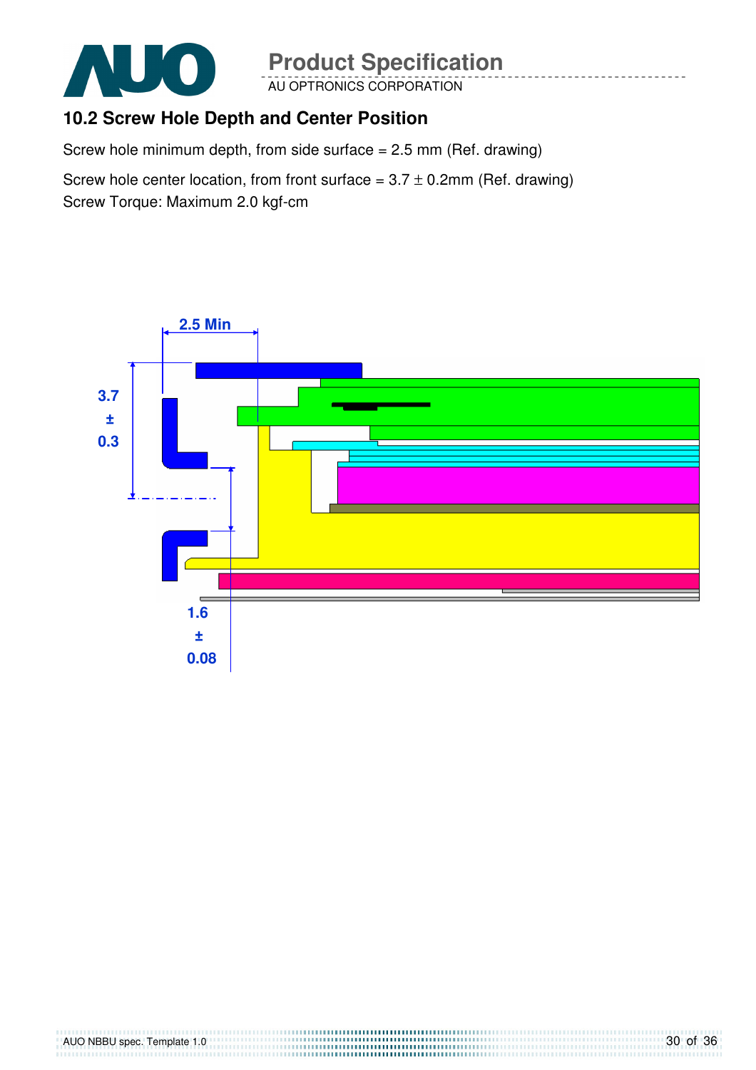## 10.2 Screw Hole Depth and Center Position

Screw hole minimum depth, from side surface = 2.5 mm (Ref. drawing)

Screw hole center location, from front surface = 3.7 ± 0.2mm (Ref. drawing)
Screw Torque: Maximum 2.0 kgf-cm

2.5 Min

3.7 ± 0.3

1.6 ± 0.08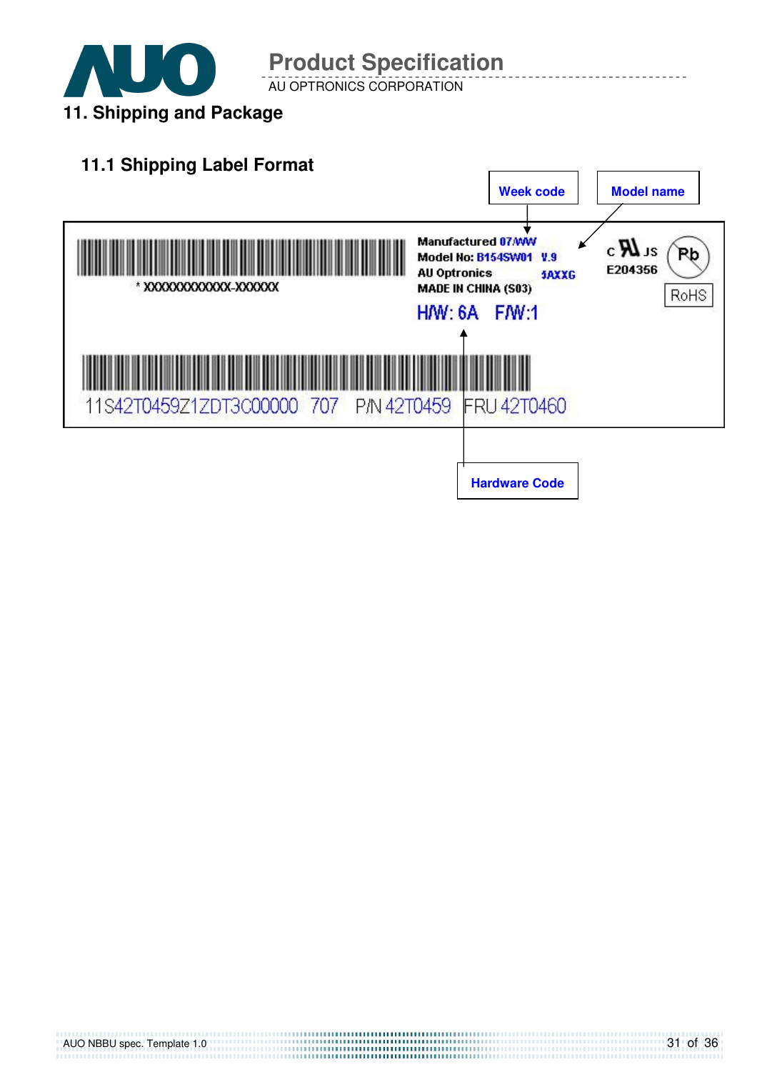## 11. Shipping and Package

### 11.1 Shipping Label Format

Week code

Model name

* XXXXXXXXXXXX-XXXXXX

Manufactured 07/WW
Model No: B154SW01 V.9
AU Optronics 5AXXG
MADE IN CHINA (S03)

H/W: 6A F/W:1

c RU us
E204356

Pb

RoHS

11S42T0459Z1ZDT3C00000 707 P/N 42T0459 FRU 42T0460

Hardware Code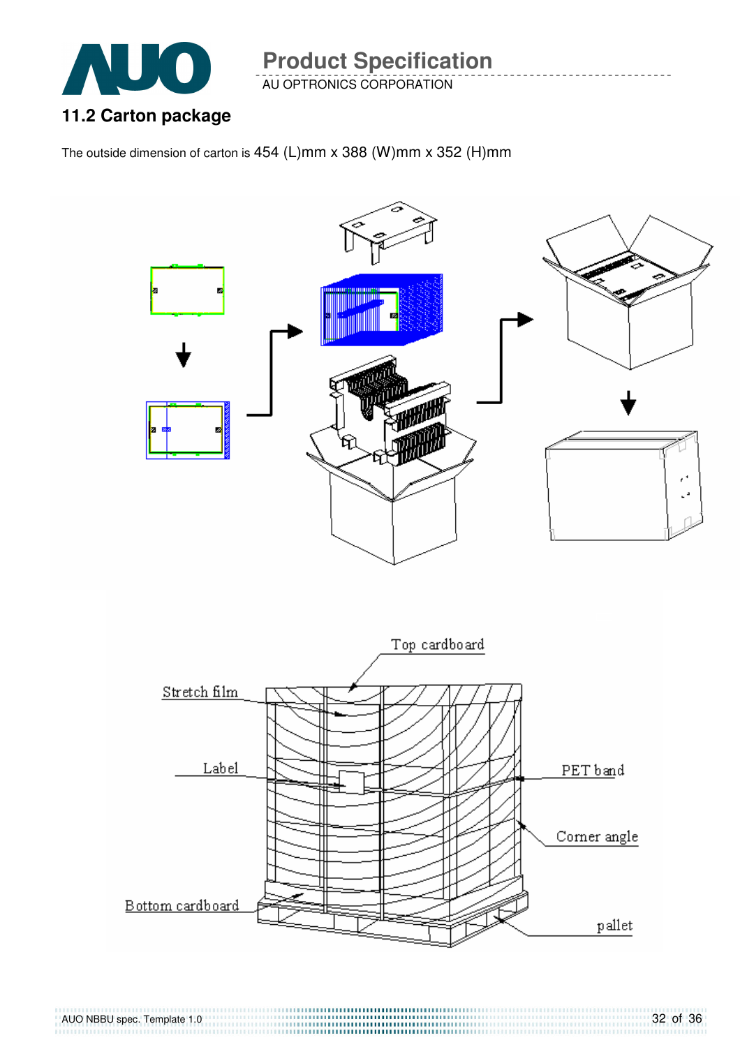## 11.2 Carton package

The outside dimension of carton is 454 (L)mm x 388 (W)mm x 352 (H)mm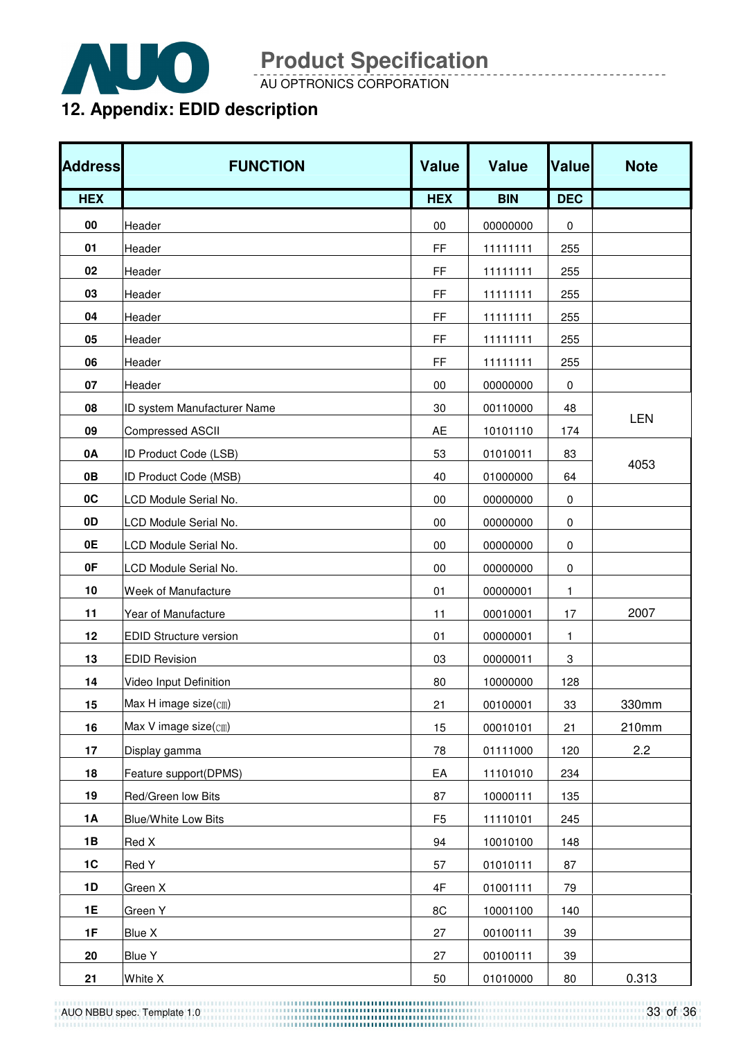## 12. Appendix: EDID description

| Address | FUNCTION | Value | Value | Value | Note |
|---|---|---|---|---|---|
| HEX | | HEX | BIN | DEC | |
| 00 | Header | 00 | 00000000 | 0 | |
| 01 | Header | FF | 11111111 | 255 | |
| 02 | Header | FF | 11111111 | 255 | |
| 03 | Header | FF | 11111111 | 255 | |
| 04 | Header | FF | 11111111 | 255 | |
| 05 | Header | FF | 11111111 | 255 | |
| 06 | Header | FF | 11111111 | 255 | |
| 07 | Header | 00 | 00000000 | 0 | |
| 08 | ID system Manufacturer Name | 30 | 00110000 | 48 | LEN |
| 09 | Compressed ASCII | AE | 10101110 | 174 | |
| 0A | ID Product Code (LSB) | 53 | 01010011 | 83 | 4053 |
| 0B | ID Product Code (MSB) | 40 | 01000000 | 64 | |
| 0C | LCD Module Serial No. | 00 | 00000000 | 0 | |
| 0D | LCD Module Serial No. | 00 | 00000000 | 0 | |
| 0E | LCD Module Serial No. | 00 | 00000000 | 0 | |
| 0F | LCD Module Serial No. | 00 | 00000000 | 0 | |
| 10 | Week of Manufacture | 01 | 00000001 | 1 | |
| 11 | Year of Manufacture | 11 | 00010001 | 17 | 2007 |
| 12 | EDID Structure version | 01 | 00000001 | 1 | |
| 13 | EDID Revision | 03 | 00000011 | 3 | |
| 14 | Video Input Definition | 80 | 10000000 | 128 | |
| 15 | Max H image size(㎝) | 21 | 00100001 | 33 | 330mm |
| 16 | Max V image size(㎝) | 15 | 00010101 | 21 | 210mm |
| 17 | Display gamma | 78 | 01111000 | 120 | 2.2 |
| 18 | Feature support(DPMS) | EA | 11101010 | 234 | |
| 19 | Red/Green low Bits | 87 | 10000111 | 135 | |
| 1A | Blue/White Low Bits | F5 | 11110101 | 245 | |
| 1B | Red X | 94 | 10010100 | 148 | |
| 1C | Red Y | 57 | 01010111 | 87 | |
| 1D | Green X | 4F | 01001111 | 79 | |
| 1E | Green Y | 8C | 10001100 | 140 | |
| 1F | Blue X | 27 | 00100111 | 39 | |
| 20 | Blue Y | 27 | 00100111 | 39 | |
| 21 | White X | 50 | 01010000 | 80 | 0.313 |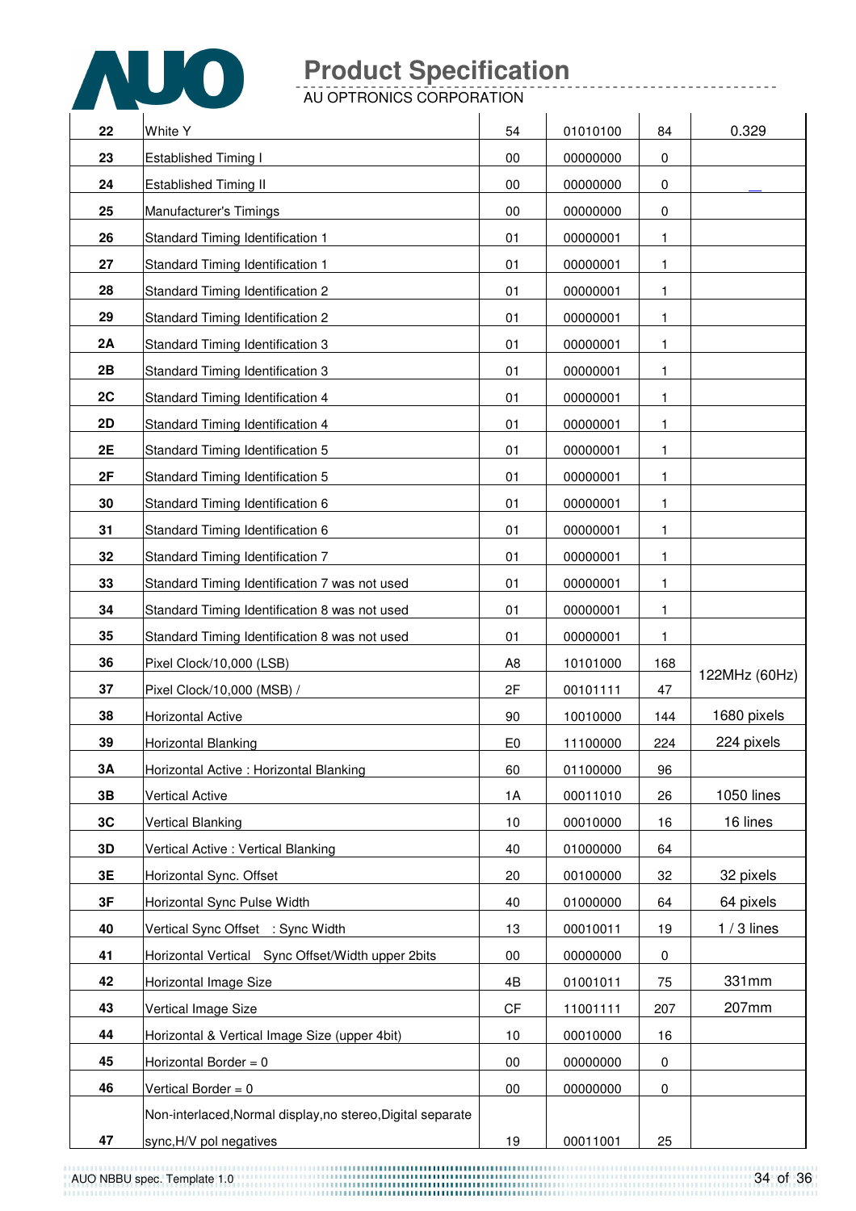| | | | | | |
|---|---|---|---|---|---|
| 22 | White Y | 54 | 01010100 | 84 | 0.329 |
| 23 | Established Timing I | 00 | 00000000 | 0 | |
| 24 | Established Timing II | 00 | 00000000 | 0 | |
| 25 | Manufacturer's Timings | 00 | 00000000 | 0 | |
| 26 | Standard Timing Identification 1 | 01 | 00000001 | 1 | |
| 27 | Standard Timing Identification 1 | 01 | 00000001 | 1 | |
| 28 | Standard Timing Identification 2 | 01 | 00000001 | 1 | |
| 29 | Standard Timing Identification 2 | 01 | 00000001 | 1 | |
| 2A | Standard Timing Identification 3 | 01 | 00000001 | 1 | |
| 2B | Standard Timing Identification 3 | 01 | 00000001 | 1 | |
| 2C | Standard Timing Identification 4 | 01 | 00000001 | 1 | |
| 2D | Standard Timing Identification 4 | 01 | 00000001 | 1 | |
| 2E | Standard Timing Identification 5 | 01 | 00000001 | 1 | |
| 2F | Standard Timing Identification 5 | 01 | 00000001 | 1 | |
| 30 | Standard Timing Identification 6 | 01 | 00000001 | 1 | |
| 31 | Standard Timing Identification 6 | 01 | 00000001 | 1 | |
| 32 | Standard Timing Identification 7 | 01 | 00000001 | 1 | |
| 33 | Standard Timing Identification 7 was not used | 01 | 00000001 | 1 | |
| 34 | Standard Timing Identification 8 was not used | 01 | 00000001 | 1 | |
| 35 | Standard Timing Identification 8 was not used | 01 | 00000001 | 1 | |
| 36 | Pixel Clock/10,000 (LSB) | A8 | 10101000 | 168 | 122MHz (60Hz) |
| 37 | Pixel Clock/10,000 (MSB) / | 2F | 00101111 | 47 | |
| 38 | Horizontal Active | 90 | 10010000 | 144 | 1680 pixels |
| 39 | Horizontal Blanking | E0 | 11100000 | 224 | 224 pixels |
| 3A | Horizontal Active : Horizontal Blanking | 60 | 01100000 | 96 | |
| 3B | Vertical Active | 1A | 00011010 | 26 | 1050 lines |
| 3C | Vertical Blanking | 10 | 00010000 | 16 | 16 lines |
| 3D | Vertical Active : Vertical Blanking | 40 | 01000000 | 64 | |
| 3E | Horizontal Sync. Offset | 20 | 00100000 | 32 | 32 pixels |
| 3F | Horizontal Sync Pulse Width | 40 | 01000000 | 64 | 64 pixels |
| 40 | Vertical Sync Offset : Sync Width | 13 | 00010011 | 19 | 1 / 3 lines |
| 41 | Horizontal Vertical Sync Offset/Width upper 2bits | 00 | 00000000 | 0 | |
| 42 | Horizontal Image Size | 4B | 01001011 | 75 | 331mm |
| 43 | Vertical Image Size | CF | 11001111 | 207 | 207mm |
| 44 | Horizontal & Vertical Image Size (upper 4bit) | 10 | 00010000 | 16 | |
| 45 | Horizontal Border = 0 | 00 | 00000000 | 0 | |
| 46 | Vertical Border = 0 | 00 | 00000000 | 0 | |
| 47 | Non-interlaced,Normal display,no stereo,Digital separate sync,H/V pol negatives | 19 | 00011001 | 25 | |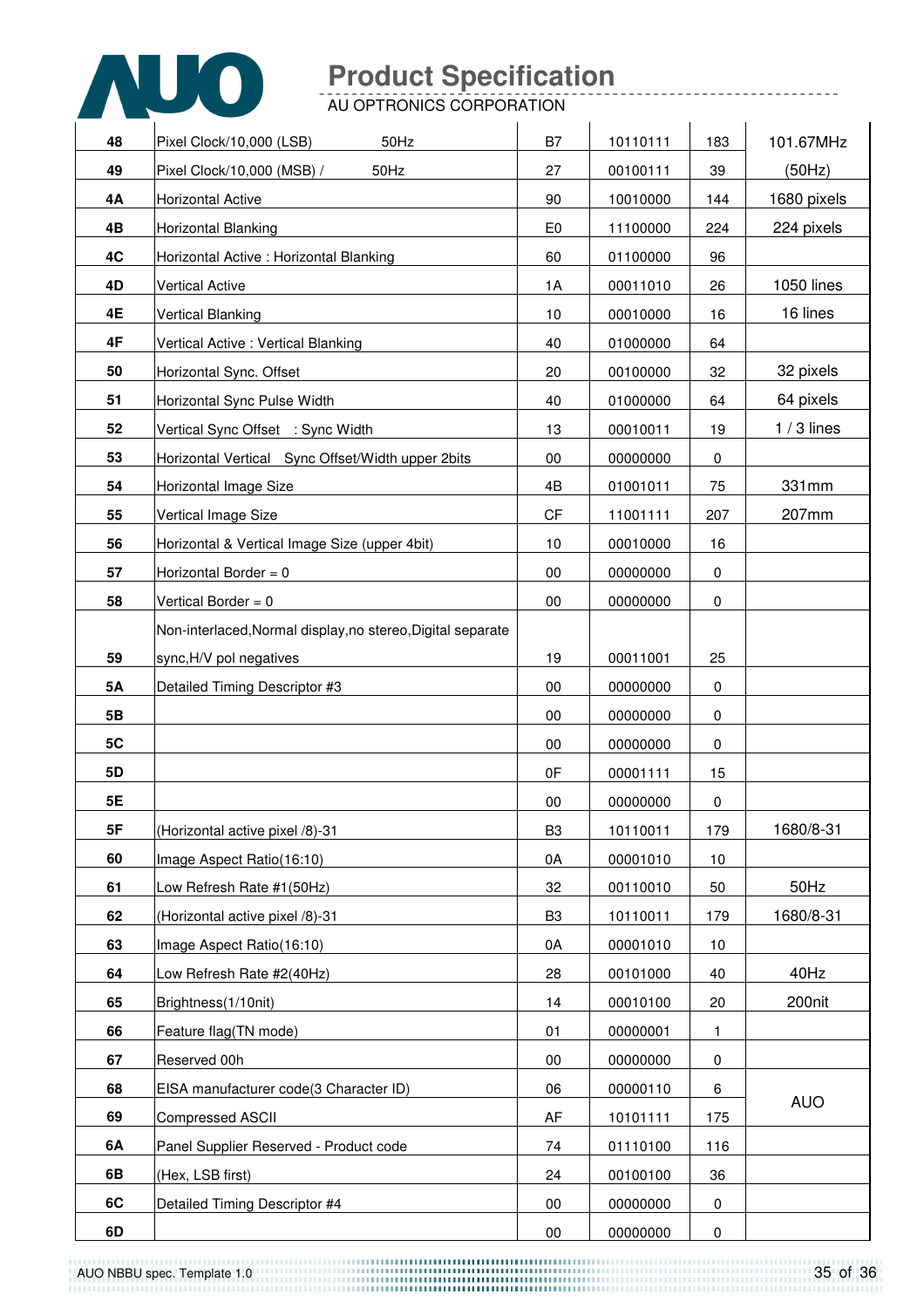| | | | | | |
|---|---|---|---|---|---|
| 48 | Pixel Clock/10,000 (LSB) 50Hz | B7 | 10110111 | 183 | 101.67MHz |
| 49 | Pixel Clock/10,000 (MSB) / 50Hz | 27 | 00100111 | 39 | (50Hz) |
| 4A | Horizontal Active | 90 | 10010000 | 144 | 1680 pixels |
| 4B | Horizontal Blanking | E0 | 11100000 | 224 | 224 pixels |
| 4C | Horizontal Active : Horizontal Blanking | 60 | 01100000 | 96 | |
| 4D | Vertical Active | 1A | 00011010 | 26 | 1050 lines |
| 4E | Vertical Blanking | 10 | 00010000 | 16 | 16 lines |
| 4F | Vertical Active : Vertical Blanking | 40 | 01000000 | 64 | |
| 50 | Horizontal Sync. Offset | 20 | 00100000 | 32 | 32 pixels |
| 51 | Horizontal Sync Pulse Width | 40 | 01000000 | 64 | 64 pixels |
| 52 | Vertical Sync Offset : Sync Width | 13 | 00010011 | 19 | 1 / 3 lines |
| 53 | Horizontal Vertical Sync Offset/Width upper 2bits | 00 | 00000000 | 0 | |
| 54 | Horizontal Image Size | 4B | 01001011 | 75 | 331mm |
| 55 | Vertical Image Size | CF | 11001111 | 207 | 207mm |
| 56 | Horizontal & Vertical Image Size (upper 4bit) | 10 | 00010000 | 16 | |
| 57 | Horizontal Border = 0 | 00 | 00000000 | 0 | |
| 58 | Vertical Border = 0 | 00 | 00000000 | 0 | |
| 59 | Non-interlaced,Normal display,no stereo,Digital separate sync,H/V pol negatives | 19 | 00011001 | 25 | |
| 5A | Detailed Timing Descriptor #3 | 00 | 00000000 | 0 | |
| 5B | | 00 | 00000000 | 0 | |
| 5C | | 00 | 00000000 | 0 | |
| 5D | | 0F | 00001111 | 15 | |
| 5E | | 00 | 00000000 | 0 | |
| 5F | (Horizontal active pixel /8)-31 | B3 | 10110011 | 179 | 1680/8-31 |
| 60 | Image Aspect Ratio(16:10) | 0A | 00001010 | 10 | |
| 61 | Low Refresh Rate #1(50Hz) | 32 | 00110010 | 50 | 50Hz |
| 62 | (Horizontal active pixel /8)-31 | B3 | 10110011 | 179 | 1680/8-31 |
| 63 | Image Aspect Ratio(16:10) | 0A | 00001010 | 10 | |
| 64 | Low Refresh Rate #2(40Hz) | 28 | 00101000 | 40 | 40Hz |
| 65 | Brightness(1/10nit) | 14 | 00010100 | 20 | 200nit |
| 66 | Feature flag(TN mode) | 01 | 00000001 | 1 | |
| 67 | Reserved 00h | 00 | 00000000 | 0 | |
| 68 | EISA manufacturer code(3 Character ID) | 06 | 00000110 | 6 | AUO |
| 69 | Compressed ASCII | AF | 10101111 | 175 | |
| 6A | Panel Supplier Reserved - Product code | 74 | 01110100 | 116 | |
| 6B | (Hex, LSB first) | 24 | 00100100 | 36 | |
| 6C | Detailed Timing Descriptor #4 | 00 | 00000000 | 0 | |
| 6D | | 00 | 00000000 | 0 | |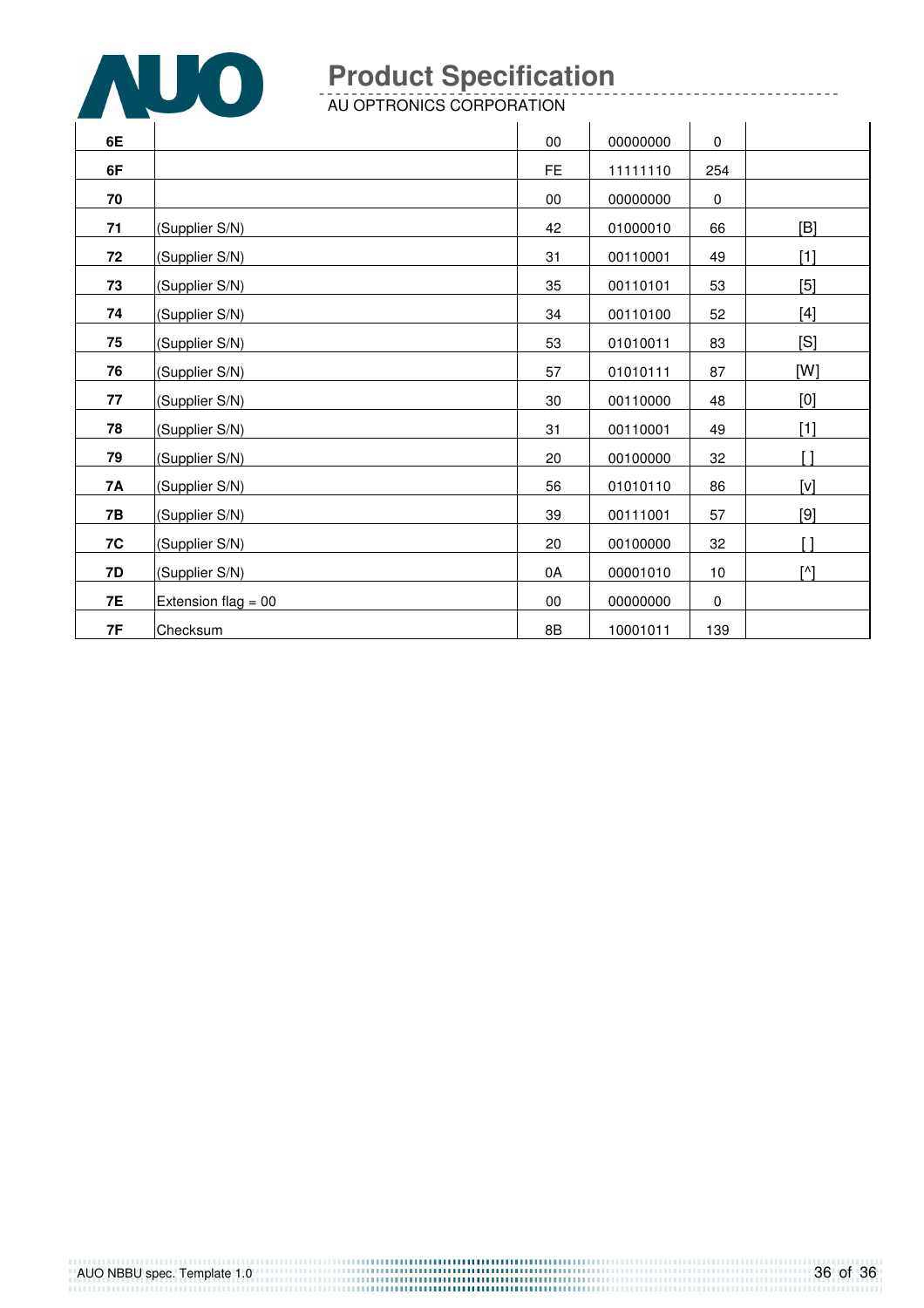| | | | | | |
|---|---|---|---|---|---|
| **6E** | | 00 | 00000000 | 0 | |
| **6F** | | FE | 11111110 | 254 | |
| **70** | | 00 | 00000000 | 0 | |
| **71** | (Supplier S/N) | 42 | 01000010 | 66 | [B] |
| **72** | (Supplier S/N) | 31 | 00110001 | 49 | [1] |
| **73** | (Supplier S/N) | 35 | 00110101 | 53 | [5] |
| **74** | (Supplier S/N) | 34 | 00110100 | 52 | [4] |
| **75** | (Supplier S/N) | 53 | 01010011 | 83 | [S] |
| **76** | (Supplier S/N) | 57 | 01010111 | 87 | [W] |
| **77** | (Supplier S/N) | 30 | 00110000 | 48 | [0] |
| **78** | (Supplier S/N) | 31 | 00110001 | 49 | [1] |
| **79** | (Supplier S/N) | 20 | 00100000 | 32 | [ ] |
| **7A** | (Supplier S/N) | 56 | 01010110 | 86 | [v] |
| **7B** | (Supplier S/N) | 39 | 00111001 | 57 | [9] |
| **7C** | (Supplier S/N) | 20 | 00100000 | 32 | [ ] |
| **7D** | (Supplier S/N) | 0A | 00001010 | 10 | [^] |
| **7E** | Extension flag = 00 | 00 | 00000000 | 0 | |
| **7F** | Checksum | 8B | 10001011 | 139 | |